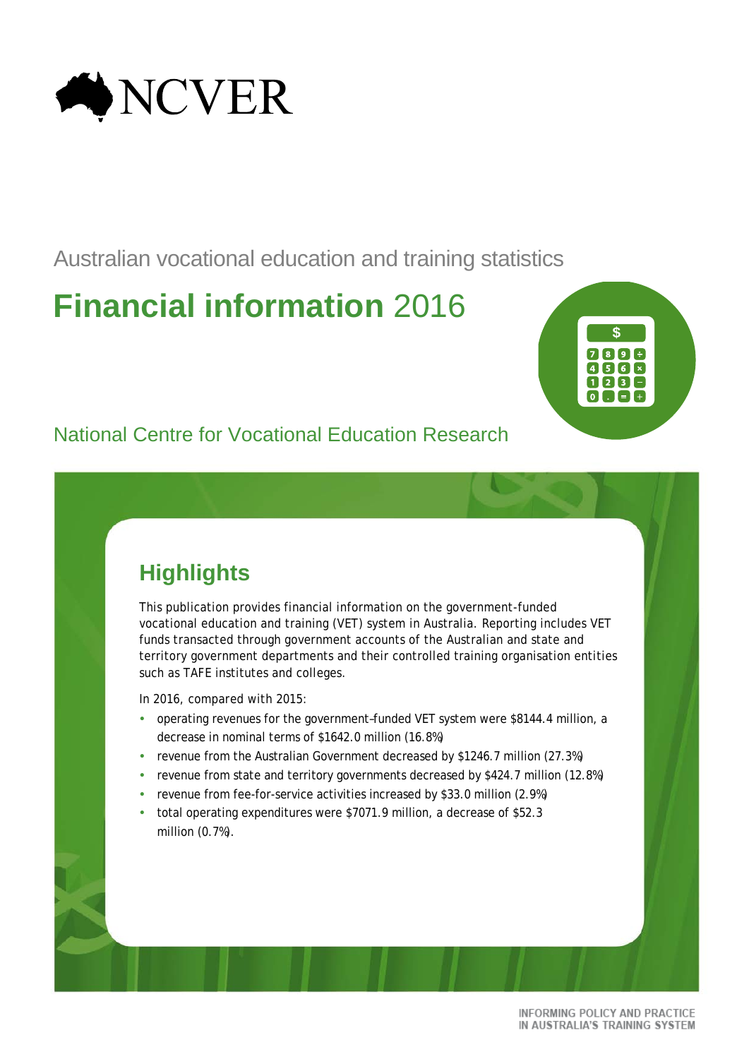NCVER

Australian vocational education and training statistics

# **Financial information** 2016

National Centre for Vocational Education Research

## Highlights

This publication provides financial information on the government-funded vocational education and training (VET) system in Australia. Reporting includes VET funds transacted through government accounts of the Australian and state and territory government departments and their controlled training organisation entities such as TAFE institutes and colleges.

In 2016, compared with 2015:

- operating revenues for the government-funded VET system were $8144.4 million, a decrease in nominal terms of $1642.0 million (16.8%)
- revenue from the Australian Government decreased by $1246.7 million (27.3%)
- revenue from state and territory governments decreased by $424.7 million (12.8%)
- revenue from fee-for-service activities increased by $33.0 million (2.9%)
- total operating expenditures were $7071.9 million, a decrease of $52.3 million (0.7%).

INFORMING POLICY AND PRACTICE IN AUSTRALIA'S TRAINING SYSTEM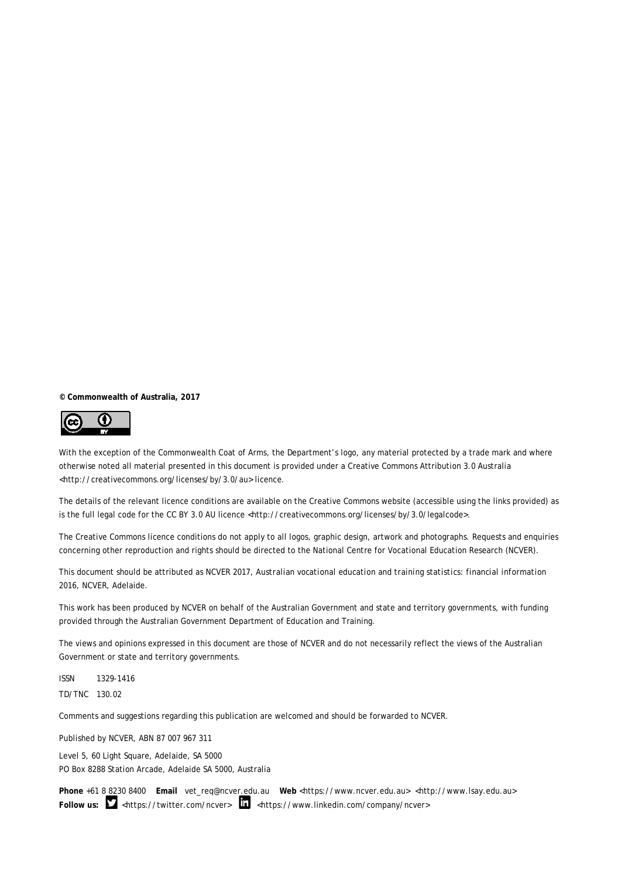**© Commonwealth of Australia, 2017**

With the exception of the Commonwealth Coat of Arms, the Department's logo, any material protected by a trade mark and where otherwise noted all material presented in this document is provided under a Creative Commons Attribution 3.0 Australia <http://creativecommons.org/licenses/by/3.0/au> licence.

The details of the relevant licence conditions are available on the Creative Commons website (accessible using the links provided) as is the full legal code for the CC BY 3.0 AU licence <http://creativecommons.org/licenses/by/3.0/legalcode>.

The Creative Commons licence conditions do not apply to all logos, graphic design, artwork and photographs. Requests and enquiries concerning other reproduction and rights should be directed to the National Centre for Vocational Education Research (NCVER).

This document should be attributed as NCVER 2017, *Australian vocational education and training statistics: financial information 2016*, NCVER, Adelaide.

This work has been produced by NCVER on behalf of the Australian Government and state and territory governments, with funding provided through the Australian Government Department of Education and Training.

The views and opinions expressed in this document are those of NCVER and do not necessarily reflect the views of the Australian Government or state and territory governments.

ISSN 1329-1416

TD/TNC 130.02

Comments and suggestions regarding this publication are welcomed and should be forwarded to NCVER.

Published by NCVER, ABN 87 007 967 311

Level 5, 60 Light Square, Adelaide, SA 5000
PO Box 8288 Station Arcade, Adelaide SA 5000, Australia

**Phone** +61 8 8230 8400 **Email** vet_req@ncver.edu.au **Web** <https://www.ncver.edu.au> <http://www.lsay.edu.au>
**Follow us:** <https://twitter.com/ncver> <https://www.linkedin.com/company/ncver>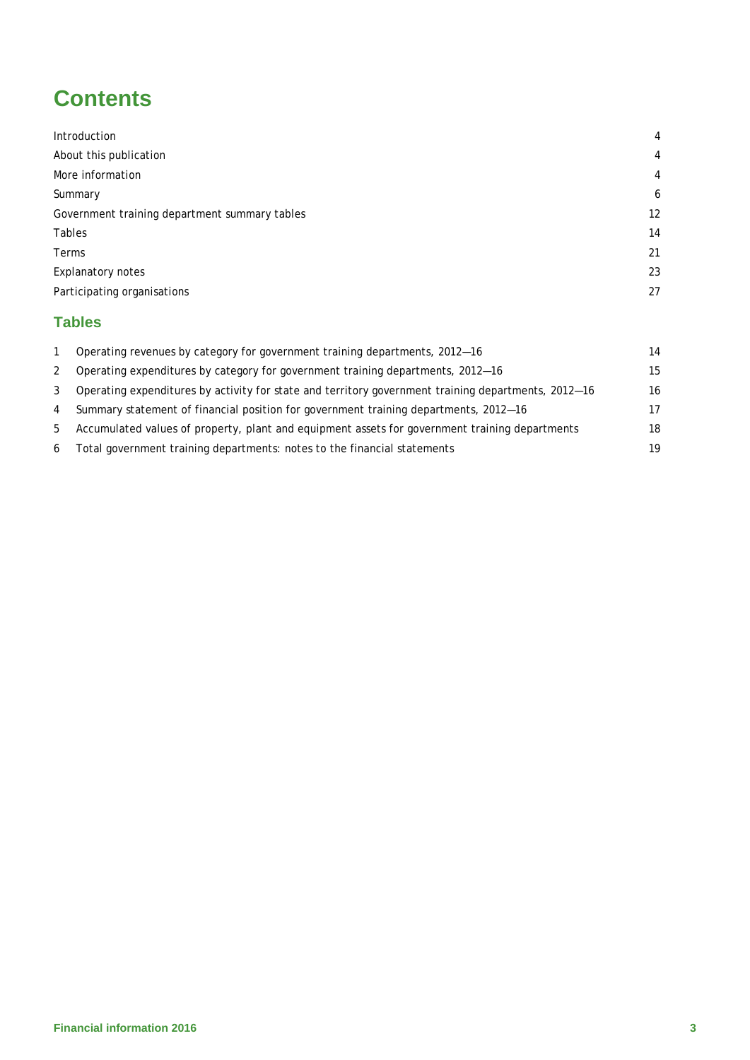# Contents

| | |
|---|---|
| Introduction | 4 |
| About this publication | 4 |
| More information | 4 |
| Summary | 6 |
| Government training department summary tables | 12 |
| Tables | 14 |
| Terms | 21 |
| Explanatory notes | 23 |
| Participating organisations | 27 |

## Tables

| | | |
|---|---|---|
| 1 | Operating revenues by category for government training departments, 2012—16 | 14 |
| 2 | Operating expenditures by category for government training departments, 2012—16 | 15 |
| 3 | Operating expenditures by activity for state and territory government training departments, 2012—16 | 16 |
| 4 | Summary statement of financial position for government training departments, 2012—16 | 17 |
| 5 | Accumulated values of property, plant and equipment assets for government training departments | 18 |
| 6 | Total government training departments: notes to the financial statements | 19 |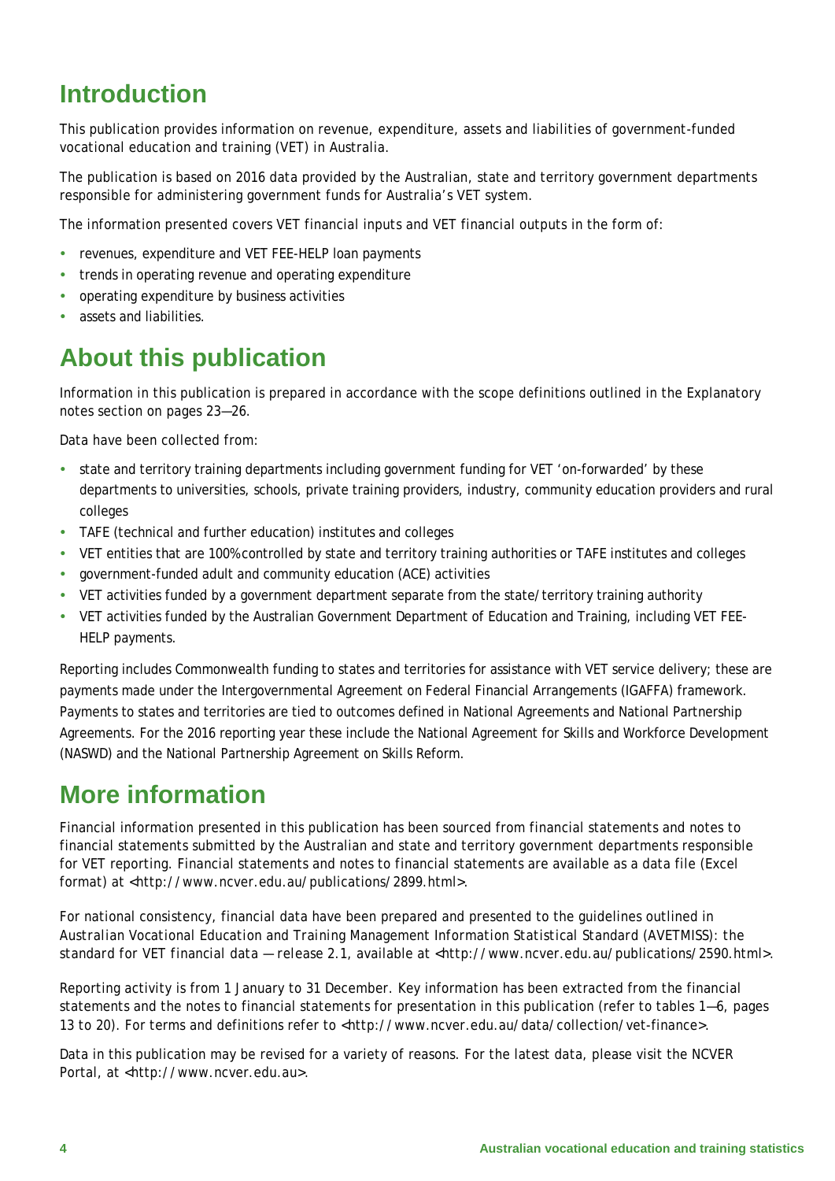# Introduction

This publication provides information on revenue, expenditure, assets and liabilities of government-funded vocational education and training (VET) in Australia.

The publication is based on 2016 data provided by the Australian, state and territory government departments responsible for administering government funds for Australia's VET system.

The information presented covers VET financial inputs and VET financial outputs in the form of:

- revenues, expenditure and VET FEE-HELP loan payments
- trends in operating revenue and operating expenditure
- operating expenditure by business activities
- assets and liabilities.

# About this publication

Information in this publication is prepared in accordance with the scope definitions outlined in the Explanatory notes section on pages 23—26.

Data have been collected from:

- state and territory training departments including government funding for VET 'on-forwarded' by these departments to universities, schools, private training providers, industry, community education providers and rural colleges
- TAFE (technical and further education) institutes and colleges
- VET entities that are 100% controlled by state and territory training authorities or TAFE institutes and colleges
- government-funded adult and community education (ACE) activities
- VET activities funded by a government department separate from the state/territory training authority
- VET activities funded by the Australian Government Department of Education and Training, including VET FEE-HELP payments.

Reporting includes Commonwealth funding to states and territories for assistance with VET service delivery; these are payments made under the Intergovernmental Agreement on Federal Financial Arrangements (IGAFFA) framework. Payments to states and territories are tied to outcomes defined in National Agreements and National Partnership Agreements. For the 2016 reporting year these include the National Agreement for Skills and Workforce Development (NASWD) and the National Partnership Agreement on Skills Reform.

# More information

Financial information presented in this publication has been sourced from financial statements and notes to financial statements submitted by the Australian and state and territory government departments responsible for VET reporting. Financial statements and notes to financial statements are available as a data file (Excel format) at <http://www.ncver.edu.au/publications/2899.html>.

For national consistency, financial data have been prepared and presented to the guidelines outlined in *Australian Vocational Education and Training Management Information Statistical Standard (AVETMISS): the standard for VET financial data — release 2.1*, available at <http://www.ncver.edu.au/publications/2590.html>.

Reporting activity is from 1 January to 31 December. Key information has been extracted from the financial statements and the notes to financial statements for presentation in this publication (refer to tables 1—6, pages 13 to 20). For terms and definitions refer to <http://www.ncver.edu.au/data/collection/vet-finance>.

Data in this publication may be revised for a variety of reasons. For the latest data, please visit the NCVER Portal, at <http://www.ncver.edu.au>.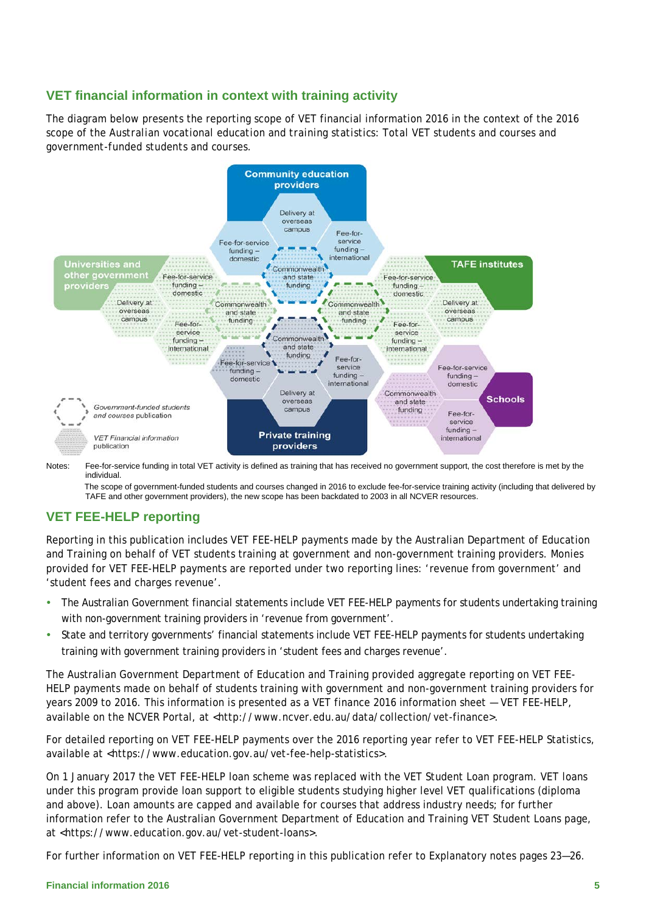## VET financial information in context with training activity

The diagram below presents the reporting scope of VET financial information 2016 in the context of the 2016 scope of the Australian vocational education and training statistics: Total VET students and courses and government-funded students and courses.

Community education providers

Delivery at overseas campus

Fee-for-service funding – domestic

Fee-for-service funding – international

Commonwealth and state funding

Universities and other government providers

Fee-for-service funding – domestic

Delivery at overseas campus

Fee-for-service funding – international

Commonwealth and state funding

TAFE institutes

Fee-for-service funding – domestic

Delivery at overseas campus

Fee-for-service funding – international

Commonwealth and state funding

Commonwealth and state funding

Fee-for-service funding – domestic

Fee-for-service funding – international

Delivery at overseas campus

Private training providers

Fee-for-service funding – domestic

Commonwealth and state funding

Schools

Fee-for-service funding – international

*Government-funded students and courses* publication

*VET Financial information* publication

Notes: Fee-for-service funding in total VET activity is defined as training that has received no government support, the cost therefore is met by the individual.

The scope of government-funded students and courses changed in 2016 to exclude fee-for-service training activity (including that delivered by TAFE and other government providers), the new scope has been backdated to 2003 in all NCVER resources.

## VET FEE-HELP reporting

Reporting in this publication includes VET FEE-HELP payments made by the Australian Department of Education and Training on behalf of VET students training at government and non-government training providers. Monies provided for VET FEE-HELP payments are reported under two reporting lines: 'revenue from government' and 'student fees and charges revenue'.

- The Australian Government financial statements include VET FEE-HELP payments for students undertaking training with non-government training providers in 'revenue from government'.
- State and territory governments' financial statements include VET FEE-HELP payments for students undertaking training with government training providers in 'student fees and charges revenue'.

The Australian Government Department of Education and Training provided aggregate reporting on VET FEE-HELP payments made on behalf of students training with government and non-government training providers for years 2009 to 2016. This information is presented as a VET finance 2016 information sheet — VET FEE-HELP, available on the NCVER Portal, at <http://www.ncver.edu.au/data/collection/vet-finance>.

For detailed reporting on VET FEE-HELP payments over the 2016 reporting year refer to VET FEE-HELP Statistics, available at <https://www.education.gov.au/vet-fee-help-statistics>.

On 1 January 2017 the VET FEE-HELP loan scheme was replaced with the VET Student Loan program. VET loans under this program provide loan support to eligible students studying higher level VET qualifications (diploma and above). Loan amounts are capped and available for courses that address industry needs; for further information refer to the Australian Government Department of Education and Training VET Student Loans page, at <https://www.education.gov.au/vet-student-loans>.

For further information on VET FEE-HELP reporting in this publication refer to Explanatory notes pages 23—26.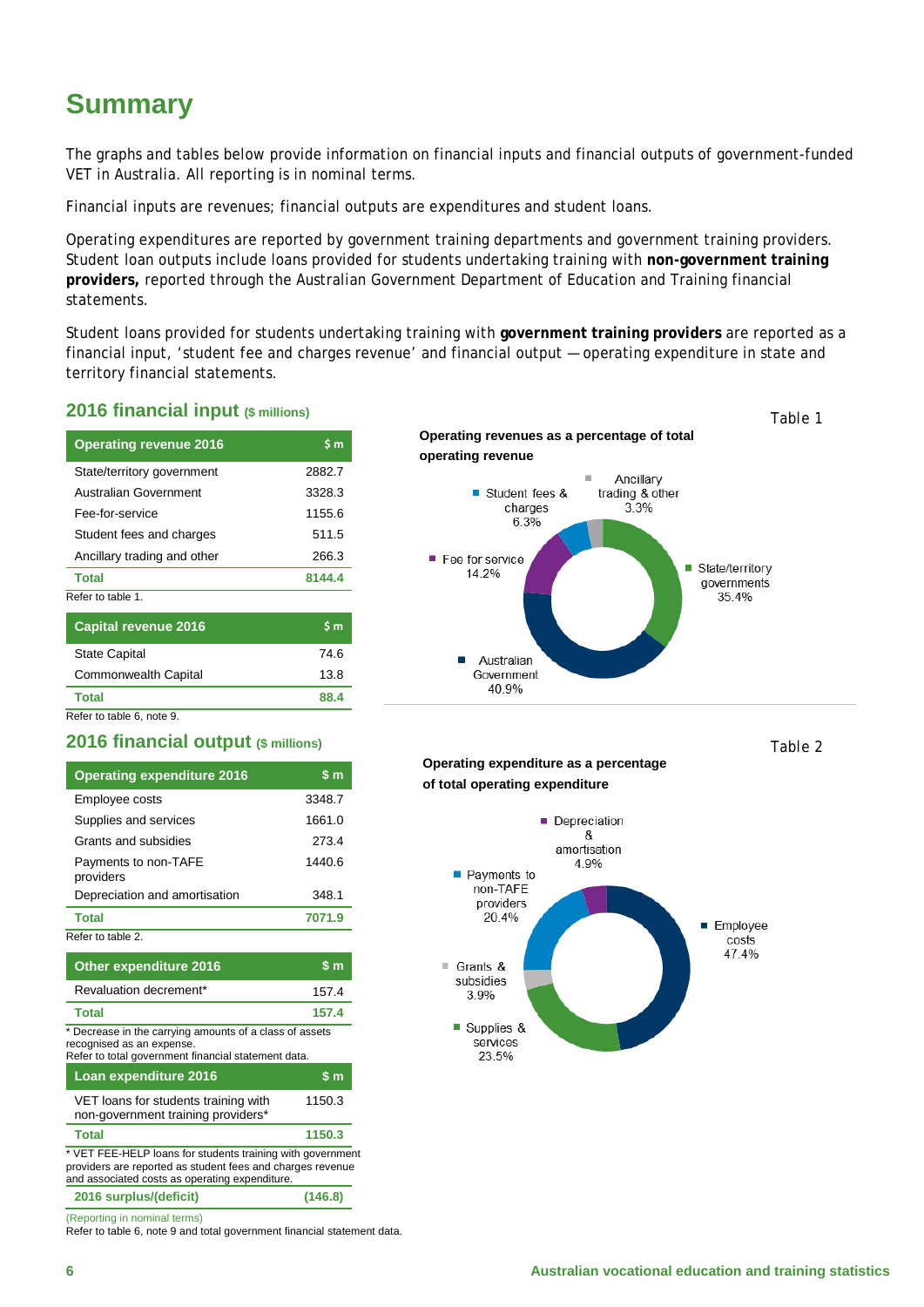# Summary

The graphs and tables below provide information on financial inputs and financial outputs of government-funded VET in Australia. All reporting is in nominal terms.

Financial inputs are revenues; financial outputs are expenditures and student loans.

Operating expenditures are reported by government training departments and government training providers. Student loan outputs include loans provided for students undertaking training with **non-government training providers,** reported through the Australian Government Department of Education and Training financial statements.

Student loans provided for students undertaking training with **government training providers** are reported as a financial input, 'student fee and charges revenue' and financial output — operating expenditure in state and territory financial statements.

## 2016 financial input ($ millions)

| Operating revenue 2016 | $ m |
|---|---|
| State/territory government | 2882.7 |
| Australian Government | 3328.3 |
| Fee-for-service | 1155.6 |
| Student fees and charges | 511.5 |
| Ancillary trading and other | 266.3 |
| **Total** | **8144.4** |

Refer to table 1.

| Capital revenue 2016 | $ m |
|---|---|
| State Capital | 74.6 |
| Commonwealth Capital | 13.8 |
| **Total** | **88.4** |

Refer to table 6, note 9.

Table 1

**Operating revenues as a percentage of total operating revenue**

- State/territory governments 35.4%
- Australian Government 40.9%
- Fee for service 14.2%
- Student fees & charges 6.3%
- Ancillary trading & other 3.3%

## 2016 financial output ($ millions)

| Operating expenditure 2016 | $ m |
|---|---|
| Employee costs | 3348.7 |
| Supplies and services | 1661.0 |
| Grants and subsidies | 273.4 |
| Payments to non-TAFE providers | 1440.6 |
| Depreciation and amortisation | 348.1 |
| **Total** | **7071.9** |

Refer to table 2.

| Other expenditure 2016 | $ m |
|---|---|
| Revaluation decrement* | 157.4 |
| **Total** | **157.4** |

* Decrease in the carrying amounts of a class of assets recognised as an expense.
Refer to total government financial statement data.

| Loan expenditure 2016 | $ m |
|---|---|
| VET loans for students training with non-government training providers* | 1150.3 |
| **Total** | **1150.3** |

* VET FEE-HELP loans for students training with government providers are reported as student fees and charges revenue and associated costs as operating expenditure.

| 2016 surplus/(deficit) | (146.8) |
|---|---|

(Reporting in nominal terms)
Refer to table 6, note 9 and total government financial statement data.

Table 2

**Operating expenditure as a percentage of total operating expenditure**

- Employee costs 47.4%
- Supplies & services 23.5%
- Grants & subsidies 3.9%
- Payments to non-TAFE providers 20.4%
- Depreciation & amortisation 4.9%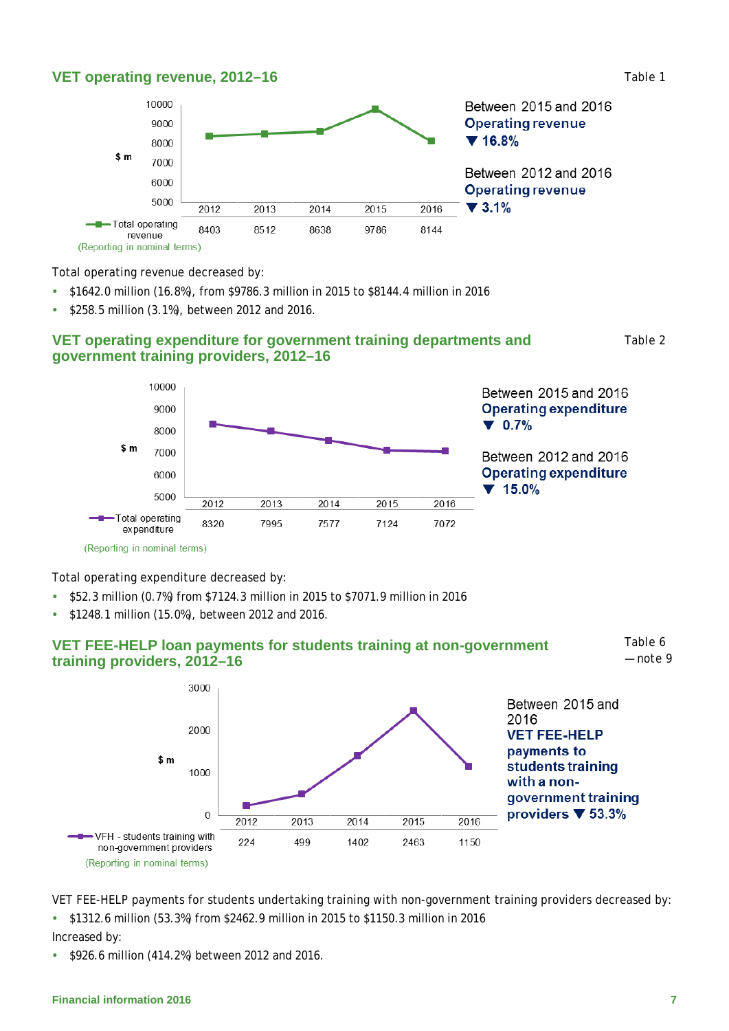## VET operating revenue, 2012–16

Table 1

| | 2012 | 2013 | 2014 | 2015 | 2016 |
|---|---|---|---|---|---|
| Total operating revenue ($ m) | 8403 | 8512 | 8638 | 9786 | 8144 |

(Reporting in nominal terms)

Between 2015 and 2016
**Operating revenue**
**▼ 16.8%**

Between 2012 and 2016
**Operating revenue**
**▼ 3.1%**

Total operating revenue decreased by:

- $1642.0 million (16.8%), from $9786.3 million in 2015 to $8144.4 million in 2016
- $258.5 million (3.1%), between 2012 and 2016.

## VET operating expenditure for government training departments and government training providers, 2012–16

Table 2

| | 2012 | 2013 | 2014 | 2015 | 2016 |
|---|---|---|---|---|---|
| Total operating expenditure ($ m) | 8320 | 7995 | 7577 | 7124 | 7072 |

(Reporting in nominal terms)

Between 2015 and 2016
**Operating expenditure**
**▼ 0.7%**

Between 2012 and 2016
**Operating expenditure**
**▼ 15.0%**

Total operating expenditure decreased by:

- $52.3 million (0.7%) from $7124.3 million in 2015 to $7071.9 million in 2016
- $1248.1 million (15.0%), between 2012 and 2016.

## VET FEE-HELP loan payments for students training at non-government training providers, 2012–16

Table 6 — note 9

| | 2012 | 2013 | 2014 | 2015 | 2016 |
|---|---|---|---|---|---|
| VFH - students training with non-government providers ($ m) | 224 | 499 | 1402 | 2463 | 1150 |

(Reporting in nominal terms)

Between 2015 and 2016
**VET FEE-HELP payments to students training with a non-government training providers ▼ 53.3%**

VET FEE-HELP payments for students undertaking training with non-government training providers decreased by:

- $1312.6 million (53.3%) from $2462.9 million in 2015 to $1150.3 million in 2016

Increased by:

- $926.6 million (414.2%) between 2012 and 2016.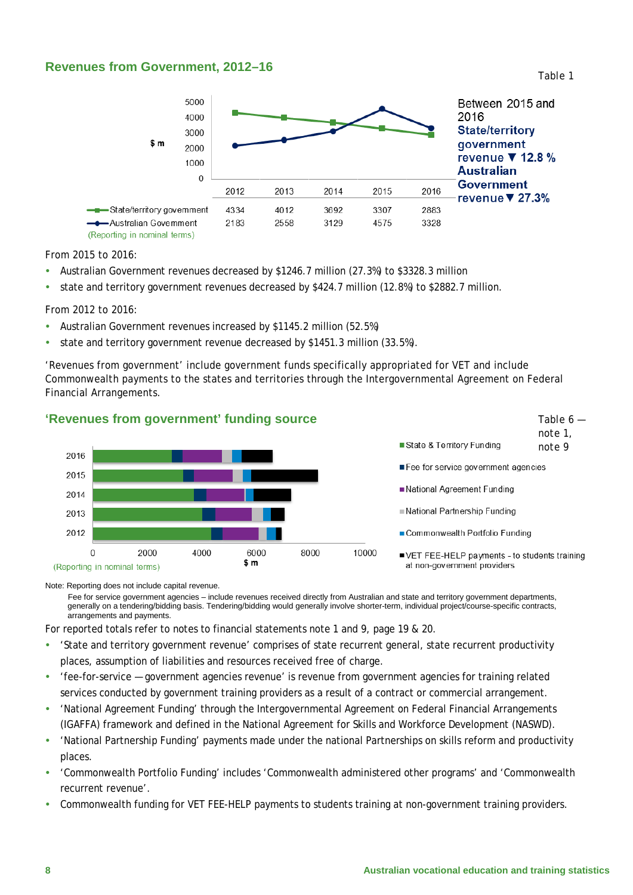## Revenues from Government, 2012–16

Table 1

| | 2012 | 2013 | 2014 | 2015 | 2016 |
|---|---|---|---|---|---|
| State/territory government | 4334 | 4012 | 3692 | 3307 | 2883 |
| Australian Government | 2183 | 2558 | 3129 | 4575 | 3328 |

(Reporting in nominal terms)

Between 2015 and 2016
**State/territory government revenue ▼ 12.8 %**
**Australian Government revenue ▼ 27.3%**

From 2015 to 2016:

- Australian Government revenues decreased by $1246.7 million (27.3%) to $3328.3 million
- state and territory government revenues decreased by $424.7 million (12.8%) to $2882.7 million.

From 2012 to 2016:

- Australian Government revenues increased by $1145.2 million (52.5%)
- state and territory government revenue decreased by $1451.3 million (33.5%).

'Revenues from government' include government funds specifically appropriated for VET and include Commonwealth payments to the states and territories through the Intergovernmental Agreement on Federal Financial Arrangements.

## 'Revenues from government' funding source

Table 6 — note 1, note 9

Legend: State & Territory Funding; Fee for service government agencies; National Agreement Funding; National Partnership Funding; Commonwealth Portfolio Funding; VET FEE-HELP payments - to students training at non-government providers

$ m (Reporting in nominal terms)

Note: Reporting does not include capital revenue.

Fee for service government agencies – include revenues received directly from Australian and state and territory government departments, generally on a tendering/bidding basis. Tendering/bidding would generally involve shorter-term, individual project/course-specific contracts, arrangements and payments.

For reported totals refer to notes to financial statements note 1 and 9, page 19 & 20.

- 'State and territory government revenue' comprises of state recurrent general, state recurrent productivity places, assumption of liabilities and resources received free of charge.
- 'fee-for-service — government agencies revenue' is revenue from government agencies for training related services conducted by government training providers as a result of a contract or commercial arrangement.
- 'National Agreement Funding' through the Intergovernmental Agreement on Federal Financial Arrangements (IGAFFA) framework and defined in the National Agreement for Skills and Workforce Development (NASWD).
- 'National Partnership Funding' payments made under the national Partnerships on skills reform and productivity places.
- 'Commonwealth Portfolio Funding' includes 'Commonwealth administered other programs' and 'Commonwealth recurrent revenue'.
- Commonwealth funding for VET FEE-HELP payments to students training at non-government training providers.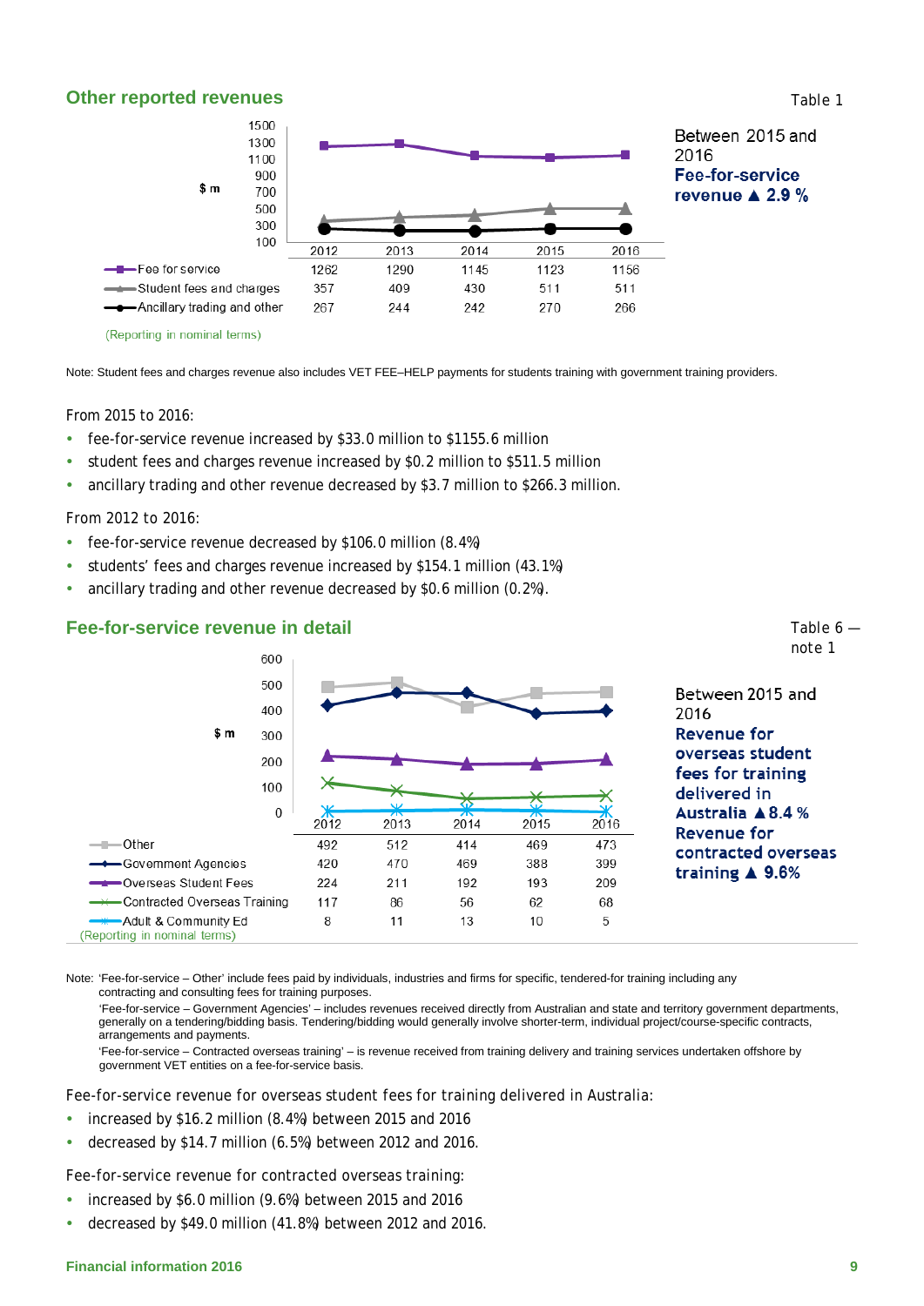## Other reported revenues

Table 1

| $ m | 2012 | 2013 | 2014 | 2015 | 2016 |
|---|---|---|---|---|---|
| Fee for service | 1262 | 1290 | 1145 | 1123 | 1156 |
| Student fees and charges | 357 | 409 | 430 | 511 | 511 |
| Ancillary trading and other | 267 | 244 | 242 | 270 | 266 |

(Reporting in nominal terms)

Between 2015 and 2016 **Fee-for-service revenue ▲ 2.9 %**

Note: Student fees and charges revenue also includes VET FEE–HELP payments for students training with government training providers.

From 2015 to 2016:

- fee-for-service revenue increased by $33.0 million to $1155.6 million
- student fees and charges revenue increased by $0.2 million to $511.5 million
- ancillary trading and other revenue decreased by $3.7 million to $266.3 million.

From 2012 to 2016:

- fee-for-service revenue decreased by $106.0 million (8.4%)
- students' fees and charges revenue increased by $154.1 million (43.1%)
- ancillary trading and other revenue decreased by $0.6 million (0.2%).

## Fee-for-service revenue in detail

Table 6 — note 1

| $ m | 2012 | 2013 | 2014 | 2015 | 2016 |
|---|---|---|---|---|---|
| Other | 492 | 512 | 414 | 469 | 473 |
| Government Agencies | 420 | 470 | 469 | 388 | 399 |
| Overseas Student Fees | 224 | 211 | 192 | 193 | 209 |
| Contracted Overseas Training | 117 | 86 | 56 | 62 | 68 |
| Adult & Community Ed | 8 | 11 | 13 | 10 | 5 |

(Reporting in nominal terms)

Between 2015 and 2016 **Revenue for overseas student fees for training delivered in Australia ▲ 8.4 %** **Revenue for contracted overseas training ▲ 9.6%**

Note: 'Fee-for-service – Other' include fees paid by individuals, industries and firms for specific, tendered-for training including any contracting and consulting fees for training purposes.

'Fee-for-service – Government Agencies' – includes revenues received directly from Australian and state and territory government departments, generally on a tendering/bidding basis. Tendering/bidding would generally involve shorter-term, individual project/course-specific contracts, arrangements and payments.

'Fee-for-service – Contracted overseas training' – is revenue received from training delivery and training services undertaken offshore by government VET entities on a fee-for-service basis.

Fee-for-service revenue for overseas student fees for training delivered in Australia:

- increased by $16.2 million (8.4%) between 2015 and 2016
- decreased by $14.7 million (6.5%) between 2012 and 2016.

Fee-for-service revenue for contracted overseas training:

- increased by $6.0 million (9.6%) between 2015 and 2016
- decreased by $49.0 million (41.8%) between 2012 and 2016.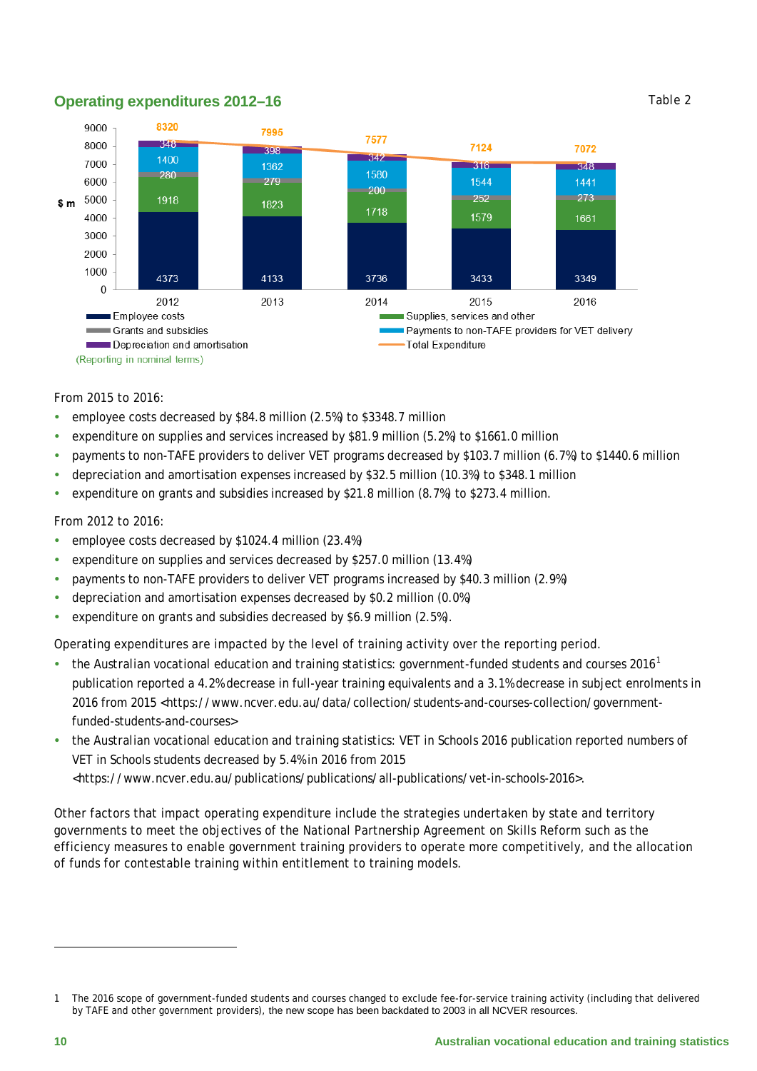## Operating expenditures 2012–16

Table 2

| Year | Employee costs | Supplies, services and other | Grants and subsidies | Payments to non-TAFE providers for VET delivery | Depreciation and amortisation | Total Expenditure |
|---|---|---|---|---|---|---|
| 2012 | 4373 | 1918 | 280 | 1400 | 348 | 8320 |
| 2013 | 4133 | 1823 | 279 | 1362 | 398 | 7995 |
| 2014 | 3736 | 1718 | 200 | 1580 | 342 | 7577 |
| 2015 | 3433 | 1579 | 252 | 1544 | 316 | 7124 |
| 2016 | 3349 | 1661 | 273 | 1441 | 348 | 7072 |

$ m

(Reporting in nominal terms)

From 2015 to 2016:

- employee costs decreased by $84.8 million (2.5%) to $3348.7 million
- expenditure on supplies and services increased by $81.9 million (5.2%) to $1661.0 million
- payments to non-TAFE providers to deliver VET programs decreased by $103.7 million (6.7%) to $1440.6 million
- depreciation and amortisation expenses increased by $32.5 million (10.3%) to $348.1 million
- expenditure on grants and subsidies increased by $21.8 million (8.7%) to $273.4 million.

From 2012 to 2016:

- employee costs decreased by $1024.4 million (23.4%)
- expenditure on supplies and services decreased by $257.0 million (13.4%)
- payments to non-TAFE providers to deliver VET programs increased by $40.3 million (2.9%)
- depreciation and amortisation expenses decreased by $0.2 million (0.0%)
- expenditure on grants and subsidies decreased by $6.9 million (2.5%).

Operating expenditures are impacted by the level of training activity over the reporting period.

- the Australian vocational education and training statistics: government-funded students and courses 2016[1] publication reported a 4.2% decrease in full-year training equivalents and a 3.1% decrease in subject enrolments in 2016 from 2015 <https://www.ncver.edu.au/data/collection/students-and-courses-collection/government-funded-students-and-courses>
- the Australian vocational education and training statistics: VET in Schools 2016 publication reported numbers of VET in Schools students decreased by 5.4% in 2016 from 2015 <https://www.ncver.edu.au/publications/publications/all-publications/vet-in-schools-2016>.

Other factors that impact operating expenditure include the strategies undertaken by state and territory governments to meet the objectives of the National Partnership Agreement on Skills Reform such as the efficiency measures to enable government training providers to operate more competitively, and the allocation of funds for contestable training within entitlement to training models.

---

1 The 2016 scope of government-funded students and courses changed to exclude fee-for-service training activity (including that delivered by TAFE and other government providers), the new scope has been backdated to 2003 in all NCVER resources.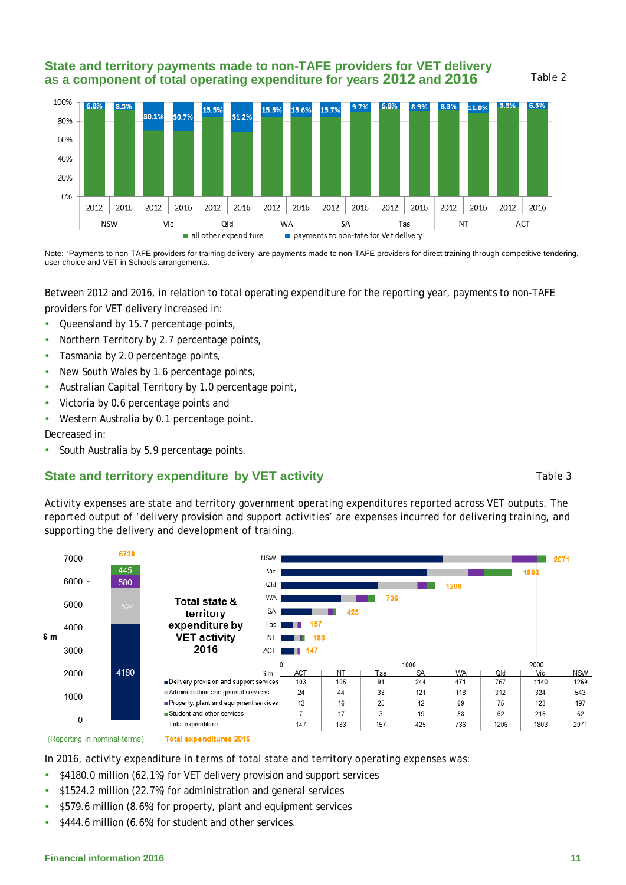## State and territory payments made to non-TAFE providers for VET delivery as a component of total operating expenditure for years 2012 and 2016

Table 2

| State | Year | Payments to non-tafe for Vet delivery |
|---|---|---|
| NSW | 2012 | 6.8% |
| NSW | 2016 | 8.5% |
| Vic | 2012 | 30.1% |
| Vic | 2016 | 30.7% |
| Qld | 2012 | 15.5% |
| Qld | 2016 | 31.2% |
| WA | 2012 | 15.5% |
| WA | 2016 | 15.6% |
| SA | 2012 | 15.7% |
| SA | 2016 | 9.7% |
| Tas | 2012 | 6.8% |
| Tas | 2016 | 8.9% |
| NT | 2012 | 8.3% |
| NT | 2016 | 11.0% |
| ACT | 2012 | 5.5% |
| ACT | 2016 | 6.5% |

■ all other expenditure ■ payments to non-tafe for Vet delivery

Note: 'Payments to non-TAFE providers for training delivery' are payments made to non-TAFE providers for direct training through competitive tendering, user choice and VET in Schools arrangements.

Between 2012 and 2016, in relation to total operating expenditure for the reporting year, payments to non-TAFE providers for VET delivery increased in:

- Queensland by 15.7 percentage points,
- Northern Territory by 2.7 percentage points,
- Tasmania by 2.0 percentage points,
- New South Wales by 1.6 percentage points,
- Australian Capital Territory by 1.0 percentage point,
- Victoria by 0.6 percentage points and
- Western Australia by 0.1 percentage point.

Decreased in:

- South Australia by 5.9 percentage points.

## State and territory expenditure by VET activity

Table 3

Activity expenses are state and territory government operating expenditures reported across VET outputs. The reported output of 'delivery provision and support activities' are expenses incurred for delivering training, and supporting the delivery and development of training.

**Total state & territory expenditure by VET activity 2016**

Total expenditures 2016 ($ m): 6728 — Delivery provision and support services 4180; Administration and general services 1524; Property, plant and equipment services 580; Student and other services 445

(Reporting in nominal terms)

| $ m | ACT | NT | Tas | SA | WA | Qld | Vic | NSW |
|---|---|---|---|---|---|---|---|---|
| Delivery provision and support services | 103 | 105 | 91 | 244 | 471 | 757 | 1140 | 1269 |
| Administration and general services | 24 | 44 | 38 | 121 | 118 | 312 | 324 | 543 |
| Property, plant and equipment services | 13 | 16 | 25 | 42 | 89 | 75 | 123 | 197 |
| Student and other services | 7 | 17 | 3 | 19 | 58 | 62 | 216 | 62 |
| Total expenditure | 147 | 183 | 157 | 425 | 736 | 1206 | 1803 | 2071 |

In 2016, activity expenditure in terms of total state and territory operating expenses was:

- $4180.0 million (62.1%) for VET delivery provision and support services
- $1524.2 million (22.7%) for administration and general services
- $579.6 million (8.6%) for property, plant and equipment services
- $444.6 million (6.6%) for student and other services.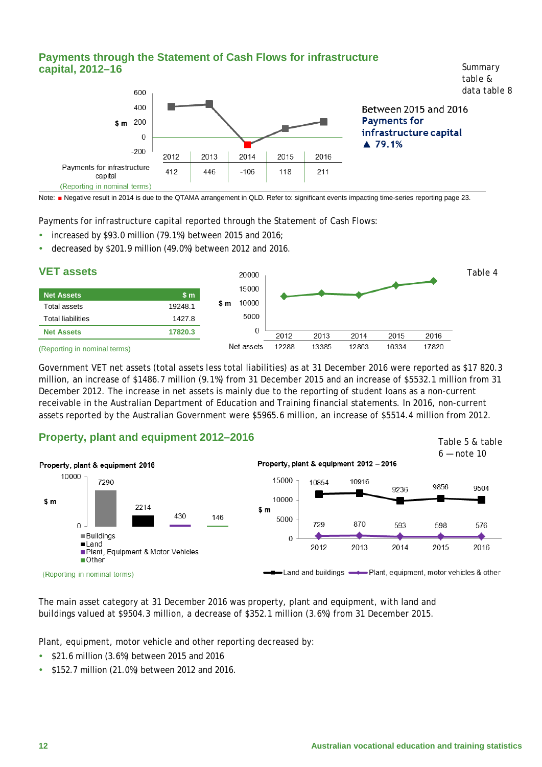## Payments through the Statement of Cash Flows for infrastructure capital, 2012–16

Summary table & data table 8

| | 2012 | 2013 | 2014 | 2015 | 2016 |
|---|---|---|---|---|---|
| Payments for infrastructure capital | 412 | 446 | -106 | 118 | 211 |

(Reporting in nominal terms)

Between 2015 and 2016 **Payments for infrastructure capital** ▲ **79.1%**

Note: ■ Negative result in 2014 is due to the QTAMA arrangement in QLD. Refer to: significant events impacting time-series reporting page 23.

Payments for infrastructure capital reported through the Statement of Cash Flows:

- increased by $93.0 million (79.1%) between 2015 and 2016;
- decreased by $201.9 million (49.0%) between 2012 and 2016.

## VET assets

Table 4

| Net Assets | $ m |
|---|---|
| Total assets | 19248.1 |
| Total liabilities | 1427.8 |
| **Net Assets** | **17820.3** |

(Reporting in nominal terms)

| | 2012 | 2013 | 2014 | 2015 | 2016 |
|---|---|---|---|---|---|
| Net assets | 12288 | 13385 | 12863 | 16334 | 17820 |

Government VET net assets (total assets less total liabilities) as at 31 December 2016 were reported as $17 820.3 million, an increase of $1486.7 million (9.1%) from 31 December 2015 and an increase of $5532.1 million from 31 December 2012. The increase in net assets is mainly due to the reporting of student loans as a non-current receivable in the Australian Department of Education and Training financial statements. In 2016, non-current assets reported by the Australian Government were $5965.6 million, an increase of $5514.4 million from 2012.

## Property, plant and equipment 2012–2016

Table 5 & table 6 — note 10

**Property, plant & equipment 2016**

| Category | $ m |
|---|---|
| Buildings | 7290 |
| Land | 2214 |
| Plant, Equipment & Motor Vehicles | 430 |
| Other | 146 |

**Property, plant & equipment 2012 – 2016**

| | 2012 | 2013 | 2014 | 2015 | 2016 |
|---|---|---|---|---|---|
| Land and buildings | 10854 | 10916 | 9236 | 9856 | 9504 |
| Plant, equipment, motor vehicles & other | 729 | 870 | 593 | 598 | 576 |

(Reporting in nominal terms)

The main asset category at 31 December 2016 was property, plant and equipment, with land and buildings valued at $9504.3 million, a decrease of $352.1 million (3.6%) from 31 December 2015.

Plant, equipment, motor vehicle and other reporting decreased by:

- $21.6 million (3.6%) between 2015 and 2016
- $152.7 million (21.0%) between 2012 and 2016.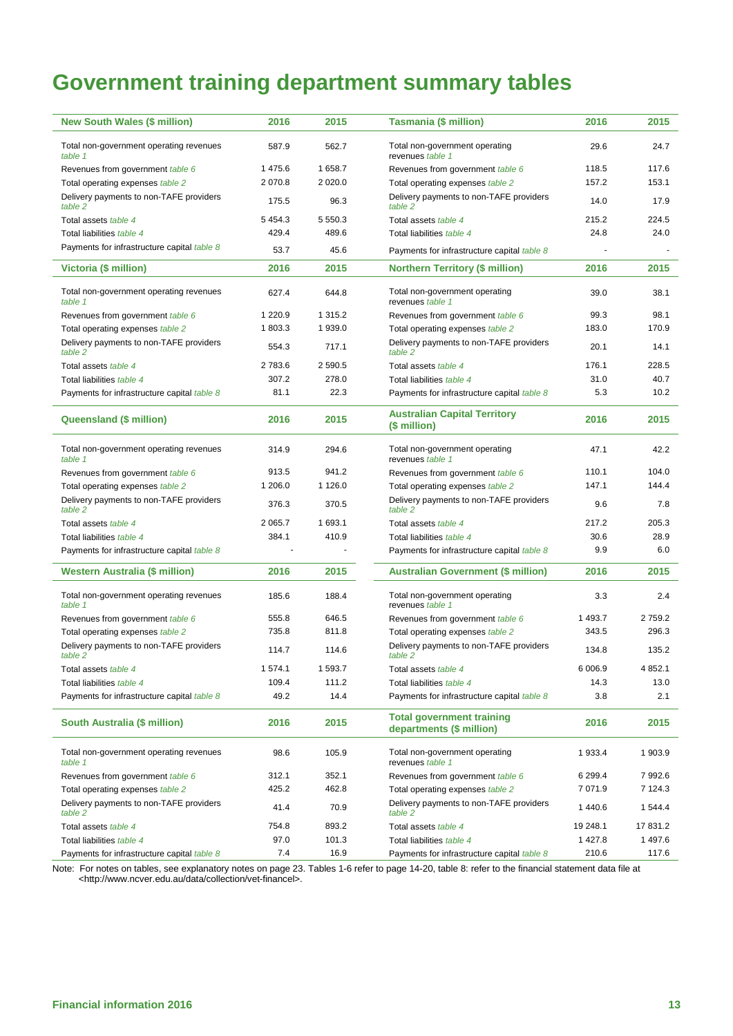# Government training department summary tables

| New South Wales ($ million) | 2016 | 2015 |
|---|---|---|
| Total non-government operating revenues *table 1* | 587.9 | 562.7 |
| Revenues from government *table 6* | 1 475.6 | 1 658.7 |
| Total operating expenses *table 2* | 2 070.8 | 2 020.0 |
| Delivery payments to non-TAFE providers *table 2* | 175.5 | 96.3 |
| Total assets *table 4* | 5 454.3 | 5 550.3 |
| Total liabilities *table 4* | 429.4 | 489.6 |
| Payments for infrastructure capital *table 8* | 53.7 | 45.6 |

| Victoria ($ million) | 2016 | 2015 |
|---|---|---|
| Total non-government operating revenues *table 1* | 627.4 | 644.8 |
| Revenues from government *table 6* | 1 220.9 | 1 315.2 |
| Total operating expenses *table 2* | 1 803.3 | 1 939.0 |
| Delivery payments to non-TAFE providers *table 2* | 554.3 | 717.1 |
| Total assets *table 4* | 2 783.6 | 2 590.5 |
| Total liabilities *table 4* | 307.2 | 278.0 |
| Payments for infrastructure capital *table 8* | 81.1 | 22.3 |

| Queensland ($ million) | 2016 | 2015 |
|---|---|---|
| Total non-government operating revenues *table 1* | 314.9 | 294.6 |
| Revenues from government *table 6* | 913.5 | 941.2 |
| Total operating expenses *table 2* | 1 206.0 | 1 126.0 |
| Delivery payments to non-TAFE providers *table 2* | 376.3 | 370.5 |
| Total assets *table 4* | 2 065.7 | 1 693.1 |
| Total liabilities *table 4* | 384.1 | 410.9 |
| Payments for infrastructure capital *table 8* | - | - |

| Western Australia ($ million) | 2016 | 2015 |
|---|---|---|
| Total non-government operating revenues *table 1* | 185.6 | 188.4 |
| Revenues from government *table 6* | 555.8 | 646.5 |
| Total operating expenses *table 2* | 735.8 | 811.8 |
| Delivery payments to non-TAFE providers *table 2* | 114.7 | 114.6 |
| Total assets *table 4* | 1 574.1 | 1 593.7 |
| Total liabilities *table 4* | 109.4 | 111.2 |
| Payments for infrastructure capital *table 8* | 49.2 | 14.4 |

| South Australia ($ million) | 2016 | 2015 |
|---|---|---|
| Total non-government operating revenues *table 1* | 98.6 | 105.9 |
| Revenues from government *table 6* | 312.1 | 352.1 |
| Total operating expenses *table 2* | 425.2 | 462.8 |
| Delivery payments to non-TAFE providers *table 2* | 41.4 | 70.9 |
| Total assets *table 4* | 754.8 | 893.2 |
| Total liabilities *table 4* | 97.0 | 101.3 |
| Payments for infrastructure capital *table 8* | 7.4 | 16.9 |

| Tasmania ($ million) | 2016 | 2015 |
|---|---|---|
| Total non-government operating revenues *table 1* | 29.6 | 24.7 |
| Revenues from government *table 6* | 118.5 | 117.6 |
| Total operating expenses *table 2* | 157.2 | 153.1 |
| Delivery payments to non-TAFE providers *table 2* | 14.0 | 17.9 |
| Total assets *table 4* | 215.2 | 224.5 |
| Total liabilities *table 4* | 24.8 | 24.0 |
| Payments for infrastructure capital *table 8* | - | - |

| Northern Territory ($ million) | 2016 | 2015 |
|---|---|---|
| Total non-government operating revenues *table 1* | 39.0 | 38.1 |
| Revenues from government *table 6* | 99.3 | 98.1 |
| Total operating expenses *table 2* | 183.0 | 170.9 |
| Delivery payments to non-TAFE providers *table 2* | 20.1 | 14.1 |
| Total assets *table 4* | 176.1 | 228.5 |
| Total liabilities *table 4* | 31.0 | 40.7 |
| Payments for infrastructure capital *table 8* | 5.3 | 10.2 |

| Australian Capital Territory ($ million) | 2016 | 2015 |
|---|---|---|
| Total non-government operating revenues *table 1* | 47.1 | 42.2 |
| Revenues from government *table 6* | 110.1 | 104.0 |
| Total operating expenses *table 2* | 147.1 | 144.4 |
| Delivery payments to non-TAFE providers *table 2* | 9.6 | 7.8 |
| Total assets *table 4* | 217.2 | 205.3 |
| Total liabilities *table 4* | 30.6 | 28.9 |
| Payments for infrastructure capital *table 8* | 9.9 | 6.0 |

| Australian Government ($ million) | 2016 | 2015 |
|---|---|---|
| Total non-government operating revenues *table 1* | 3.3 | 2.4 |
| Revenues from government *table 6* | 1 493.7 | 2 759.2 |
| Total operating expenses *table 2* | 343.5 | 296.3 |
| Delivery payments to non-TAFE providers *table 2* | 134.8 | 135.2 |
| Total assets *table 4* | 6 006.9 | 4 852.1 |
| Total liabilities *table 4* | 14.3 | 13.0 |
| Payments for infrastructure capital *table 8* | 3.8 | 2.1 |

| Total government training departments ($ million) | 2016 | 2015 |
|---|---|---|
| Total non-government operating revenues *table 1* | 1 933.4 | 1 903.9 |
| Revenues from government *table 6* | 6 299.4 | 7 992.6 |
| Total operating expenses *table 2* | 7 071.9 | 7 124.3 |
| Delivery payments to non-TAFE providers *table 2* | 1 440.6 | 1 544.4 |
| Total assets *table 4* | 19 248.1 | 17 831.2 |
| Total liabilities *table 4* | 1 427.8 | 1 497.6 |
| Payments for infrastructure capital *table 8* | 210.6 | 117.6 |

Note: For notes on tables, see explanatory notes on page 23. Tables 1-6 refer to page 14-20, table 8: refer to the financial statement data file at <http://www.ncver.edu.au/data/collection/vet-financel>.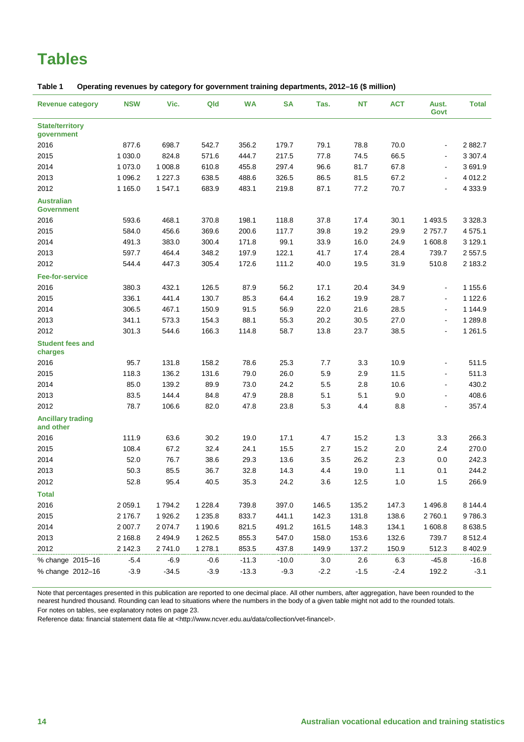# Tables

**Table 1 Operating revenues by category for government training departments, 2012–16 ($ million)**

| Revenue category | NSW | Vic. | Qld | WA | SA | Tas. | NT | ACT | Aust. Govt | Total |
|---|---|---|---|---|---|---|---|---|---|---|
| **State/territory government** | | | | | | | | | | |
| 2016 | 877.6 | 698.7 | 542.7 | 356.2 | 179.7 | 79.1 | 78.8 | 70.0 | - | 2 882.7 |
| 2015 | 1 030.0 | 824.8 | 571.6 | 444.7 | 217.5 | 77.8 | 74.5 | 66.5 | - | 3 307.4 |
| 2014 | 1 073.0 | 1 008.8 | 610.8 | 455.8 | 297.4 | 96.6 | 81.7 | 67.8 | - | 3 691.9 |
| 2013 | 1 096.2 | 1 227.3 | 638.5 | 488.6 | 326.5 | 86.5 | 81.5 | 67.2 | - | 4 012.2 |
| 2012 | 1 165.0 | 1 547.1 | 683.9 | 483.1 | 219.8 | 87.1 | 77.2 | 70.7 | - | 4 333.9 |
| **Australian Government** | | | | | | | | | | |
| 2016 | 593.6 | 468.1 | 370.8 | 198.1 | 118.8 | 37.8 | 17.4 | 30.1 | 1 493.5 | 3 328.3 |
| 2015 | 584.0 | 456.6 | 369.6 | 200.6 | 117.7 | 39.8 | 19.2 | 29.9 | 2 757.7 | 4 575.1 |
| 2014 | 491.3 | 383.0 | 300.4 | 171.8 | 99.1 | 33.9 | 16.0 | 24.9 | 1 608.8 | 3 129.1 |
| 2013 | 597.7 | 464.4 | 348.2 | 197.9 | 122.1 | 41.7 | 17.4 | 28.4 | 739.7 | 2 557.5 |
| 2012 | 544.4 | 447.3 | 305.4 | 172.6 | 111.2 | 40.0 | 19.5 | 31.9 | 510.8 | 2 183.2 |
| **Fee-for-service** | | | | | | | | | | |
| 2016 | 380.3 | 432.1 | 126.5 | 87.9 | 56.2 | 17.1 | 20.4 | 34.9 | - | 1 155.6 |
| 2015 | 336.1 | 441.4 | 130.7 | 85.3 | 64.4 | 16.2 | 19.9 | 28.7 | - | 1 122.6 |
| 2014 | 306.5 | 467.1 | 150.9 | 91.5 | 56.9 | 22.0 | 21.6 | 28.5 | - | 1 144.9 |
| 2013 | 341.1 | 573.3 | 154.3 | 88.1 | 55.3 | 20.2 | 30.5 | 27.0 | - | 1 289.8 |
| 2012 | 301.3 | 544.6 | 166.3 | 114.8 | 58.7 | 13.8 | 23.7 | 38.5 | - | 1 261.5 |
| **Student fees and charges** | | | | | | | | | | |
| 2016 | 95.7 | 131.8 | 158.2 | 78.6 | 25.3 | 7.7 | 3.3 | 10.9 | - | 511.5 |
| 2015 | 118.3 | 136.2 | 131.6 | 79.0 | 26.0 | 5.9 | 2.9 | 11.5 | - | 511.3 |
| 2014 | 85.0 | 139.2 | 89.9 | 73.0 | 24.2 | 5.5 | 2.8 | 10.6 | - | 430.2 |
| 2013 | 83.5 | 144.4 | 84.8 | 47.9 | 28.8 | 5.1 | 5.1 | 9.0 | - | 408.6 |
| 2012 | 78.7 | 106.6 | 82.0 | 47.8 | 23.8 | 5.3 | 4.4 | 8.8 | - | 357.4 |
| **Ancillary trading and other** | | | | | | | | | | |
| 2016 | 111.9 | 63.6 | 30.2 | 19.0 | 17.1 | 4.7 | 15.2 | 1.3 | 3.3 | 266.3 |
| 2015 | 108.4 | 67.2 | 32.4 | 24.1 | 15.5 | 2.7 | 15.2 | 2.0 | 2.4 | 270.0 |
| 2014 | 52.0 | 76.7 | 38.6 | 29.3 | 13.6 | 3.5 | 26.2 | 2.3 | 0.0 | 242.3 |
| 2013 | 50.3 | 85.5 | 36.7 | 32.8 | 14.3 | 4.4 | 19.0 | 1.1 | 0.1 | 244.2 |
| 2012 | 52.8 | 95.4 | 40.5 | 35.3 | 24.2 | 3.6 | 12.5 | 1.0 | 1.5 | 266.9 |
| **Total** | | | | | | | | | | |
| 2016 | 2 059.1 | 1 794.2 | 1 228.4 | 739.8 | 397.0 | 146.5 | 135.2 | 147.3 | 1 496.8 | 8 144.4 |
| 2015 | 2 176.7 | 1 926.2 | 1 235.8 | 833.7 | 441.1 | 142.3 | 131.8 | 138.6 | 2 760.1 | 9 786.3 |
| 2014 | 2 007.7 | 2 074.7 | 1 190.6 | 821.5 | 491.2 | 161.5 | 148.3 | 134.1 | 1 608.8 | 8 638.5 |
| 2013 | 2 168.8 | 2 494.9 | 1 262.5 | 855.3 | 547.0 | 158.0 | 153.6 | 132.6 | 739.7 | 8 512.4 |
| 2012 | 2 142.3 | 2 741.0 | 1 278.1 | 853.5 | 437.8 | 149.9 | 137.2 | 150.9 | 512.3 | 8 402.9 |
| % change 2015–16 | -5.4 | -6.9 | -0.6 | -11.3 | -10.0 | 3.0 | 2.6 | 6.3 | -45.8 | -16.8 |
| % change 2012–16 | -3.9 | -34.5 | -3.9 | -13.3 | -9.3 | -2.2 | -1.5 | -2.4 | 192.2 | -3.1 |

Note that percentages presented in this publication are reported to one decimal place. All other numbers, after aggregation, have been rounded to the nearest hundred thousand. Rounding can lead to situations where the numbers in the body of a given table might not add to the rounded totals.
For notes on tables, see explanatory notes on page 23.

Reference data: financial statement data file at <http://www.ncver.edu.au/data/collection/vet-financel>.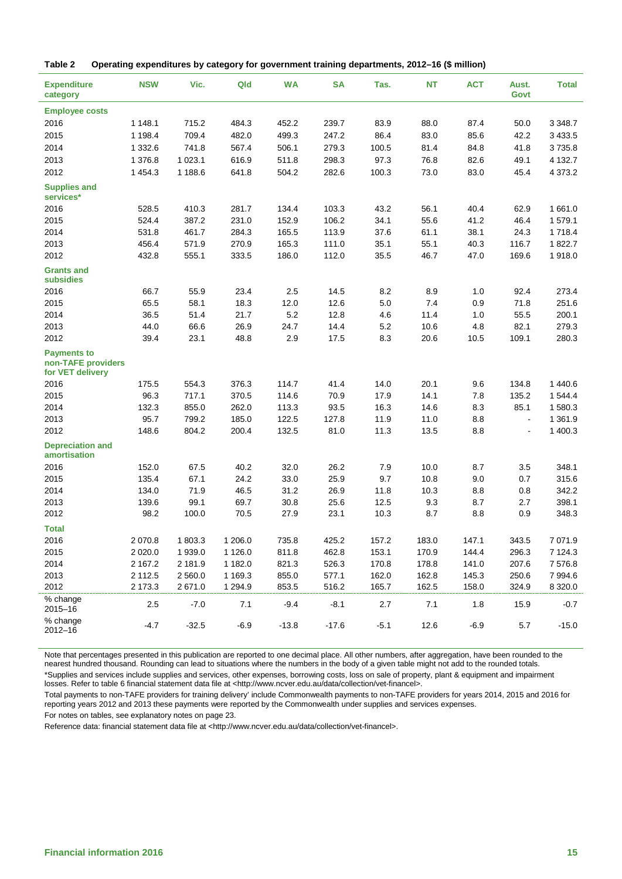**Table 2 Operating expenditures by category for government training departments, 2012–16 ($ million)**

| Expenditure category | NSW | Vic. | Qld | WA | SA | Tas. | NT | ACT | Aust. Govt | Total |
|---|---|---|---|---|---|---|---|---|---|---|
| **Employee costs** | | | | | | | | | | |
| 2016 | 1 148.1 | 715.2 | 484.3 | 452.2 | 239.7 | 83.9 | 88.0 | 87.4 | 50.0 | 3 348.7 |
| 2015 | 1 198.4 | 709.4 | 482.0 | 499.3 | 247.2 | 86.4 | 83.0 | 85.6 | 42.2 | 3 433.5 |
| 2014 | 1 332.6 | 741.8 | 567.4 | 506.1 | 279.3 | 100.5 | 81.4 | 84.8 | 41.8 | 3 735.8 |
| 2013 | 1 376.8 | 1 023.1 | 616.9 | 511.8 | 298.3 | 97.3 | 76.8 | 82.6 | 49.1 | 4 132.7 |
| 2012 | 1 454.3 | 1 188.6 | 641.8 | 504.2 | 282.6 | 100.3 | 73.0 | 83.0 | 45.4 | 4 373.2 |
| **Supplies and services*** | | | | | | | | | | |
| 2016 | 528.5 | 410.3 | 281.7 | 134.4 | 103.3 | 43.2 | 56.1 | 40.4 | 62.9 | 1 661.0 |
| 2015 | 524.4 | 387.2 | 231.0 | 152.9 | 106.2 | 34.1 | 55.6 | 41.2 | 46.4 | 1 579.1 |
| 2014 | 531.8 | 461.7 | 284.3 | 165.5 | 113.9 | 37.6 | 61.1 | 38.1 | 24.3 | 1 718.4 |
| 2013 | 456.4 | 571.9 | 270.9 | 165.3 | 111.0 | 35.1 | 55.1 | 40.3 | 116.7 | 1 822.7 |
| 2012 | 432.8 | 555.1 | 333.5 | 186.0 | 112.0 | 35.5 | 46.7 | 47.0 | 169.6 | 1 918.0 |
| **Grants and subsidies** | | | | | | | | | | |
| 2016 | 66.7 | 55.9 | 23.4 | 2.5 | 14.5 | 8.2 | 8.9 | 1.0 | 92.4 | 273.4 |
| 2015 | 65.5 | 58.1 | 18.3 | 12.0 | 12.6 | 5.0 | 7.4 | 0.9 | 71.8 | 251.6 |
| 2014 | 36.5 | 51.4 | 21.7 | 5.2 | 12.8 | 4.6 | 11.4 | 1.0 | 55.5 | 200.1 |
| 2013 | 44.0 | 66.6 | 26.9 | 24.7 | 14.4 | 5.2 | 10.6 | 4.8 | 82.1 | 279.3 |
| 2012 | 39.4 | 23.1 | 48.8 | 2.9 | 17.5 | 8.3 | 20.6 | 10.5 | 109.1 | 280.3 |
| **Payments to non-TAFE providers for VET delivery** | | | | | | | | | | |
| 2016 | 175.5 | 554.3 | 376.3 | 114.7 | 41.4 | 14.0 | 20.1 | 9.6 | 134.8 | 1 440.6 |
| 2015 | 96.3 | 717.1 | 370.5 | 114.6 | 70.9 | 17.9 | 14.1 | 7.8 | 135.2 | 1 544.4 |
| 2014 | 132.3 | 855.0 | 262.0 | 113.3 | 93.5 | 16.3 | 14.6 | 8.3 | 85.1 | 1 580.3 |
| 2013 | 95.7 | 799.2 | 185.0 | 122.5 | 127.8 | 11.9 | 11.0 | 8.8 | - | 1 361.9 |
| 2012 | 148.6 | 804.2 | 200.4 | 132.5 | 81.0 | 11.3 | 13.5 | 8.8 | - | 1 400.3 |
| **Depreciation and amortisation** | | | | | | | | | | |
| 2016 | 152.0 | 67.5 | 40.2 | 32.0 | 26.2 | 7.9 | 10.0 | 8.7 | 3.5 | 348.1 |
| 2015 | 135.4 | 67.1 | 24.2 | 33.0 | 25.9 | 9.7 | 10.8 | 9.0 | 0.7 | 315.6 |
| 2014 | 134.0 | 71.9 | 46.5 | 31.2 | 26.9 | 11.8 | 10.3 | 8.8 | 0.8 | 342.2 |
| 2013 | 139.6 | 99.1 | 69.7 | 30.8 | 25.6 | 12.5 | 9.3 | 8.7 | 2.7 | 398.1 |
| 2012 | 98.2 | 100.0 | 70.5 | 27.9 | 23.1 | 10.3 | 8.7 | 8.8 | 0.9 | 348.3 |
| **Total** | | | | | | | | | | |
| 2016 | 2 070.8 | 1 803.3 | 1 206.0 | 735.8 | 425.2 | 157.2 | 183.0 | 147.1 | 343.5 | 7 071.9 |
| 2015 | 2 020.0 | 1 939.0 | 1 126.0 | 811.8 | 462.8 | 153.1 | 170.9 | 144.4 | 296.3 | 7 124.3 |
| 2014 | 2 167.2 | 2 181.9 | 1 182.0 | 821.3 | 526.3 | 170.8 | 178.8 | 141.0 | 207.6 | 7 576.8 |
| 2013 | 2 112.5 | 2 560.0 | 1 169.3 | 855.0 | 577.1 | 162.0 | 162.8 | 145.3 | 250.6 | 7 994.6 |
| 2012 | 2 173.3 | 2 671.0 | 1 294.9 | 853.5 | 516.2 | 165.7 | 162.5 | 158.0 | 324.9 | 8 320.0 |
| % change 2015–16 | 2.5 | -7.0 | 7.1 | -9.4 | -8.1 | 2.7 | 7.1 | 1.8 | 15.9 | -0.7 |
| % change 2012–16 | -4.7 | -32.5 | -6.9 | -13.8 | -17.6 | -5.1 | 12.6 | -6.9 | 5.7 | -15.0 |

Note that percentages presented in this publication are reported to one decimal place. All other numbers, after aggregation, have been rounded to the nearest hundred thousand. Rounding can lead to situations where the numbers in the body of a given table might not add to the rounded totals.

*Supplies and services include supplies and services, other expenses, borrowing costs, loss on sale of property, plant & equipment and impairment losses. Refer to table 6 financial statement data file at <http://www.ncver.edu.au/data/collection/vet-financel>.

Total payments to non-TAFE providers for training delivery' include Commonwealth payments to non-TAFE providers for years 2014, 2015 and 2016 for reporting years 2012 and 2013 these payments were reported by the Commonwealth under supplies and services expenses.

For notes on tables, see explanatory notes on page 23.

Reference data: financial statement data file at <http://www.ncver.edu.au/data/collection/vet-financel>.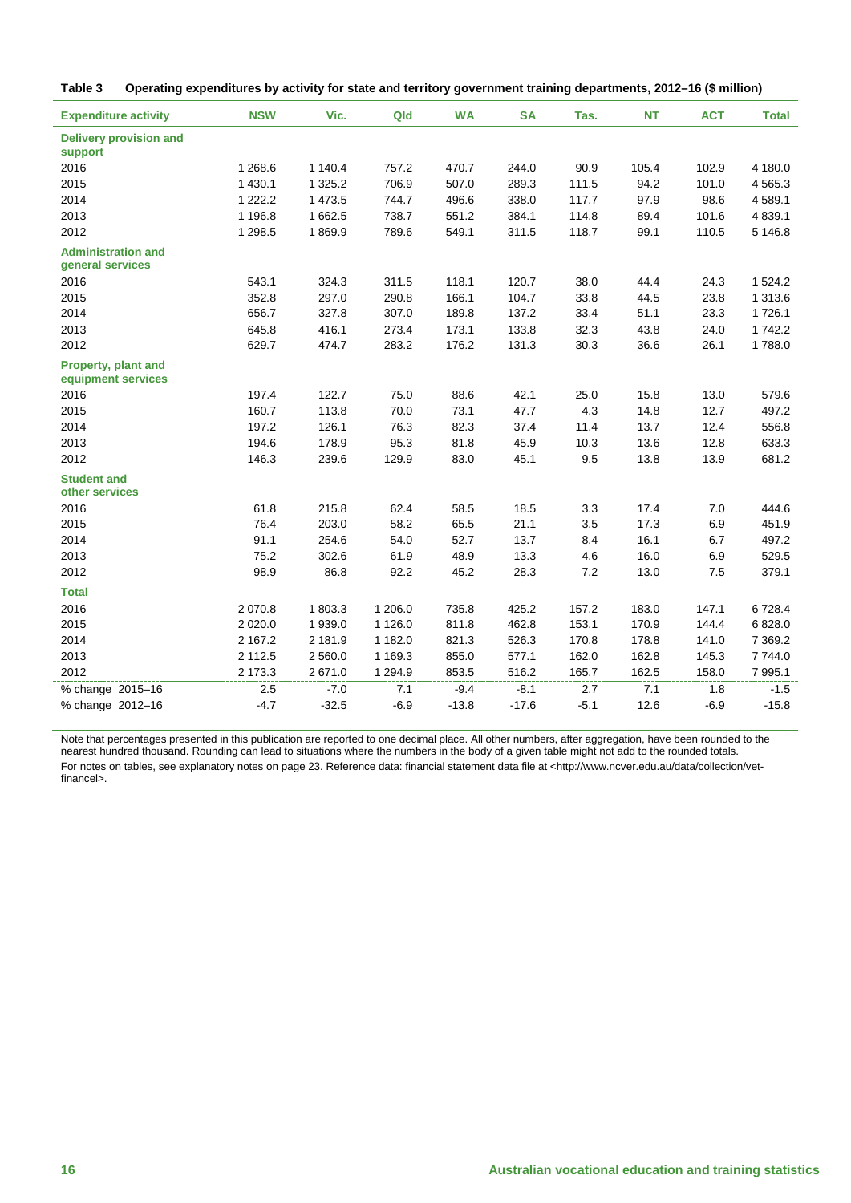**Table 3 Operating expenditures by activity for state and territory government training departments, 2012–16 ($ million)**

| Expenditure activity | NSW | Vic. | Qld | WA | SA | Tas. | NT | ACT | Total |
|---|---|---|---|---|---|---|---|---|---|
| **Delivery provision and support** | | | | | | | | | |
| 2016 | 1 268.6 | 1 140.4 | 757.2 | 470.7 | 244.0 | 90.9 | 105.4 | 102.9 | 4 180.0 |
| 2015 | 1 430.1 | 1 325.2 | 706.9 | 507.0 | 289.3 | 111.5 | 94.2 | 101.0 | 4 565.3 |
| 2014 | 1 222.2 | 1 473.5 | 744.7 | 496.6 | 338.0 | 117.7 | 97.9 | 98.6 | 4 589.1 |
| 2013 | 1 196.8 | 1 662.5 | 738.7 | 551.2 | 384.1 | 114.8 | 89.4 | 101.6 | 4 839.1 |
| 2012 | 1 298.5 | 1 869.9 | 789.6 | 549.1 | 311.5 | 118.7 | 99.1 | 110.5 | 5 146.8 |
| **Administration and general services** | | | | | | | | | |
| 2016 | 543.1 | 324.3 | 311.5 | 118.1 | 120.7 | 38.0 | 44.4 | 24.3 | 1 524.2 |
| 2015 | 352.8 | 297.0 | 290.8 | 166.1 | 104.7 | 33.8 | 44.5 | 23.8 | 1 313.6 |
| 2014 | 656.7 | 327.8 | 307.0 | 189.8 | 137.2 | 33.4 | 51.1 | 23.3 | 1 726.1 |
| 2013 | 645.8 | 416.1 | 273.4 | 173.1 | 133.8 | 32.3 | 43.8 | 24.0 | 1 742.2 |
| 2012 | 629.7 | 474.7 | 283.2 | 176.2 | 131.3 | 30.3 | 36.6 | 26.1 | 1 788.0 |
| **Property, plant and equipment services** | | | | | | | | | |
| 2016 | 197.4 | 122.7 | 75.0 | 88.6 | 42.1 | 25.0 | 15.8 | 13.0 | 579.6 |
| 2015 | 160.7 | 113.8 | 70.0 | 73.1 | 47.7 | 4.3 | 14.8 | 12.7 | 497.2 |
| 2014 | 197.2 | 126.1 | 76.3 | 82.3 | 37.4 | 11.4 | 13.7 | 12.4 | 556.8 |
| 2013 | 194.6 | 178.9 | 95.3 | 81.8 | 45.9 | 10.3 | 13.6 | 12.8 | 633.3 |
| 2012 | 146.3 | 239.6 | 129.9 | 83.0 | 45.1 | 9.5 | 13.8 | 13.9 | 681.2 |
| **Student and other services** | | | | | | | | | |
| 2016 | 61.8 | 215.8 | 62.4 | 58.5 | 18.5 | 3.3 | 17.4 | 7.0 | 444.6 |
| 2015 | 76.4 | 203.0 | 58.2 | 65.5 | 21.1 | 3.5 | 17.3 | 6.9 | 451.9 |
| 2014 | 91.1 | 254.6 | 54.0 | 52.7 | 13.7 | 8.4 | 16.1 | 6.7 | 497.2 |
| 2013 | 75.2 | 302.6 | 61.9 | 48.9 | 13.3 | 4.6 | 16.0 | 6.9 | 529.5 |
| 2012 | 98.9 | 86.8 | 92.2 | 45.2 | 28.3 | 7.2 | 13.0 | 7.5 | 379.1 |
| **Total** | | | | | | | | | |
| 2016 | 2 070.8 | 1 803.3 | 1 206.0 | 735.8 | 425.2 | 157.2 | 183.0 | 147.1 | 6 728.4 |
| 2015 | 2 020.0 | 1 939.0 | 1 126.0 | 811.8 | 462.8 | 153.1 | 170.9 | 144.4 | 6 828.0 |
| 2014 | 2 167.2 | 2 181.9 | 1 182.0 | 821.3 | 526.3 | 170.8 | 178.8 | 141.0 | 7 369.2 |
| 2013 | 2 112.5 | 2 560.0 | 1 169.3 | 855.0 | 577.1 | 162.0 | 162.8 | 145.3 | 7 744.0 |
| 2012 | 2 173.3 | 2 671.0 | 1 294.9 | 853.5 | 516.2 | 165.7 | 162.5 | 158.0 | 7 995.1 |
| % change 2015–16 | 2.5 | -7.0 | 7.1 | -9.4 | -8.1 | 2.7 | 7.1 | 1.8 | -1.5 |
| % change 2012–16 | -4.7 | -32.5 | -6.9 | -13.8 | -17.6 | -5.1 | 12.6 | -6.9 | -15.8 |

Note that percentages presented in this publication are reported to one decimal place. All other numbers, after aggregation, have been rounded to the nearest hundred thousand. Rounding can lead to situations where the numbers in the body of a given table might not add to the rounded totals.

For notes on tables, see explanatory notes on page 23. Reference data: financial statement data file at <http://www.ncver.edu.au/data/collection/vet-financel>.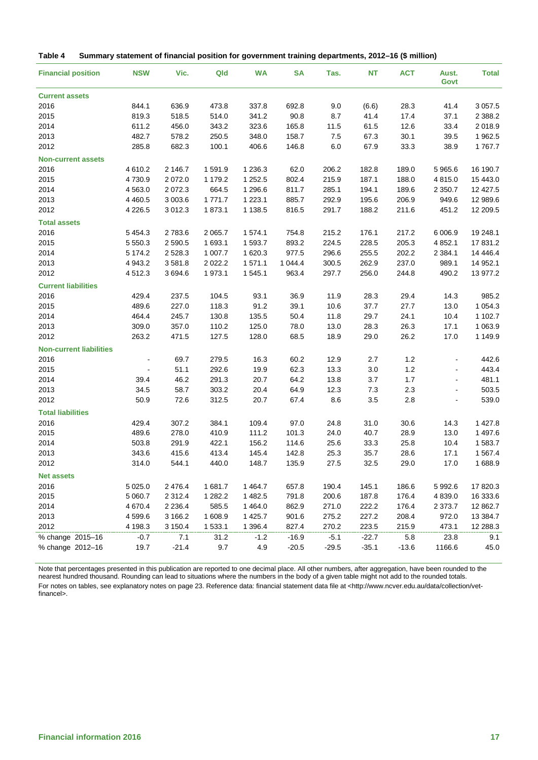**Table 4 Summary statement of financial position for government training departments, 2012–16 ($ million)**

| Financial position | NSW | Vic. | Qld | WA | SA | Tas. | NT | ACT | Aust. Govt | Total |
|---|---|---|---|---|---|---|---|---|---|---|
| **Current assets** | | | | | | | | | | |
| 2016 | 844.1 | 636.9 | 473.8 | 337.8 | 692.8 | 9.0 | (6.6) | 28.3 | 41.4 | 3 057.5 |
| 2015 | 819.3 | 518.5 | 514.0 | 341.2 | 90.8 | 8.7 | 41.4 | 17.4 | 37.1 | 2 388.2 |
| 2014 | 611.2 | 456.0 | 343.2 | 323.6 | 165.8 | 11.5 | 61.5 | 12.6 | 33.4 | 2 018.9 |
| 2013 | 482.7 | 578.2 | 250.5 | 348.0 | 158.7 | 7.5 | 67.3 | 30.1 | 39.5 | 1 962.5 |
| 2012 | 285.8 | 682.3 | 100.1 | 406.6 | 146.8 | 6.0 | 67.9 | 33.3 | 38.9 | 1 767.7 |
| **Non-current assets** | | | | | | | | | | |
| 2016 | 4 610.2 | 2 146.7 | 1 591.9 | 1 236.3 | 62.0 | 206.2 | 182.8 | 189.0 | 5 965.6 | 16 190.7 |
| 2015 | 4 730.9 | 2 072.0 | 1 179.2 | 1 252.5 | 802.4 | 215.9 | 187.1 | 188.0 | 4 815.0 | 15 443.0 |
| 2014 | 4 563.0 | 2 072.3 | 664.5 | 1 296.6 | 811.7 | 285.1 | 194.1 | 189.6 | 2 350.7 | 12 427.5 |
| 2013 | 4 460.5 | 3 003.6 | 1 771.7 | 1 223.1 | 885.7 | 292.9 | 195.6 | 206.9 | 949.6 | 12 989.6 |
| 2012 | 4 226.5 | 3 012.3 | 1 873.1 | 1 138.5 | 816.5 | 291.7 | 188.2 | 211.6 | 451.2 | 12 209.5 |
| **Total assets** | | | | | | | | | | |
| 2016 | 5 454.3 | 2 783.6 | 2 065.7 | 1 574.1 | 754.8 | 215.2 | 176.1 | 217.2 | 6 006.9 | 19 248.1 |
| 2015 | 5 550.3 | 2 590.5 | 1 693.1 | 1 593.7 | 893.2 | 224.5 | 228.5 | 205.3 | 4 852.1 | 17 831.2 |
| 2014 | 5 174.2 | 2 528.3 | 1 007.7 | 1 620.3 | 977.5 | 296.6 | 255.5 | 202.2 | 2 384.1 | 14 446.4 |
| 2013 | 4 943.2 | 3 581.8 | 2 022.2 | 1 571.1 | 1 044.4 | 300.5 | 262.9 | 237.0 | 989.1 | 14 952.1 |
| 2012 | 4 512.3 | 3 694.6 | 1 973.1 | 1 545.1 | 963.4 | 297.7 | 256.0 | 244.8 | 490.2 | 13 977.2 |
| **Current liabilities** | | | | | | | | | | |
| 2016 | 429.4 | 237.5 | 104.5 | 93.1 | 36.9 | 11.9 | 28.3 | 29.4 | 14.3 | 985.2 |
| 2015 | 489.6 | 227.0 | 118.3 | 91.2 | 39.1 | 10.6 | 37.7 | 27.7 | 13.0 | 1 054.3 |
| 2014 | 464.4 | 245.7 | 130.8 | 135.5 | 50.4 | 11.8 | 29.7 | 24.1 | 10.4 | 1 102.7 |
| 2013 | 309.0 | 357.0 | 110.2 | 125.0 | 78.0 | 13.0 | 28.3 | 26.3 | 17.1 | 1 063.9 |
| 2012 | 263.2 | 471.5 | 127.5 | 128.0 | 68.5 | 18.9 | 29.0 | 26.2 | 17.0 | 1 149.9 |
| **Non-current liabilities** | | | | | | | | | | |
| 2016 | - | 69.7 | 279.5 | 16.3 | 60.2 | 12.9 | 2.7 | 1.2 | - | 442.6 |
| 2015 | - | 51.1 | 292.6 | 19.9 | 62.3 | 13.3 | 3.0 | 1.2 | - | 443.4 |
| 2014 | 39.4 | 46.2 | 291.3 | 20.7 | 64.2 | 13.8 | 3.7 | 1.7 | - | 481.1 |
| 2013 | 34.5 | 58.7 | 303.2 | 20.4 | 64.9 | 12.3 | 7.3 | 2.3 | - | 503.5 |
| 2012 | 50.9 | 72.6 | 312.5 | 20.7 | 67.4 | 8.6 | 3.5 | 2.8 | - | 539.0 |
| **Total liabilities** | | | | | | | | | | |
| 2016 | 429.4 | 307.2 | 384.1 | 109.4 | 97.0 | 24.8 | 31.0 | 30.6 | 14.3 | 1 427.8 |
| 2015 | 489.6 | 278.0 | 410.9 | 111.2 | 101.3 | 24.0 | 40.7 | 28.9 | 13.0 | 1 497.6 |
| 2014 | 503.8 | 291.9 | 422.1 | 156.2 | 114.6 | 25.6 | 33.3 | 25.8 | 10.4 | 1 583.7 |
| 2013 | 343.6 | 415.6 | 413.4 | 145.4 | 142.8 | 25.3 | 35.7 | 28.6 | 17.1 | 1 567.4 |
| 2012 | 314.0 | 544.1 | 440.0 | 148.7 | 135.9 | 27.5 | 32.5 | 29.0 | 17.0 | 1 688.9 |
| **Net assets** | | | | | | | | | | |
| 2016 | 5 025.0 | 2 476.4 | 1 681.7 | 1 464.7 | 657.8 | 190.4 | 145.1 | 186.6 | 5 992.6 | 17 820.3 |
| 2015 | 5 060.7 | 2 312.4 | 1 282.2 | 1 482.5 | 791.8 | 200.6 | 187.8 | 176.4 | 4 839.0 | 16 333.6 |
| 2014 | 4 670.4 | 2 236.4 | 585.5 | 1 464.0 | 862.9 | 271.0 | 222.2 | 176.4 | 2 373.7 | 12 862.7 |
| 2013 | 4 599.6 | 3 166.2 | 1 608.9 | 1 425.7 | 901.6 | 275.2 | 227.2 | 208.4 | 972.0 | 13 384.7 |
| 2012 | 4 198.3 | 3 150.4 | 1 533.1 | 1 396.4 | 827.4 | 270.2 | 223.5 | 215.9 | 473.1 | 12 288.3 |
| % change 2015–16 | -0.7 | 7.1 | 31.2 | -1.2 | -16.9 | -5.1 | -22.7 | 5.8 | 23.8 | 9.1 |
| % change 2012–16 | 19.7 | -21.4 | 9.7 | 4.9 | -20.5 | -29.5 | -35.1 | -13.6 | 1166.6 | 45.0 |

Note that percentages presented in this publication are reported to one decimal place. All other numbers, after aggregation, have been rounded to the nearest hundred thousand. Rounding can lead to situations where the numbers in the body of a given table might not add to the rounded totals.

For notes on tables, see explanatory notes on page 23. Reference data: financial statement data file at <http://www.ncver.edu.au/data/collection/vet-financel>.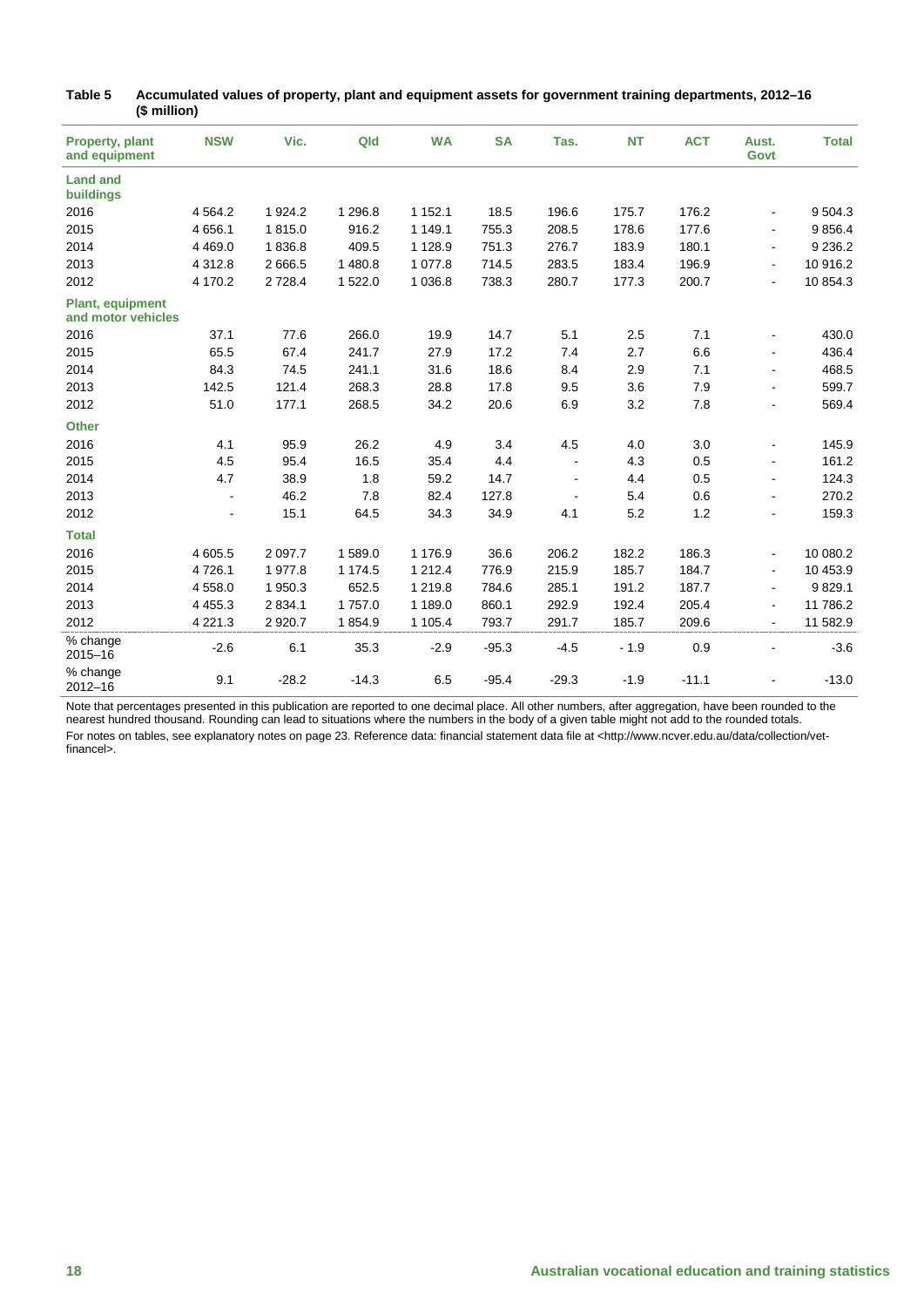**Table 5 Accumulated values of property, plant and equipment assets for government training departments, 2012–16 ($ million)**

| Property, plant and equipment | NSW | Vic. | Qld | WA | SA | Tas. | NT | ACT | Aust. Govt | Total |
|---|---|---|---|---|---|---|---|---|---|---|
| **Land and buildings** | | | | | | | | | | |
| 2016 | 4 564.2 | 1 924.2 | 1 296.8 | 1 152.1 | 18.5 | 196.6 | 175.7 | 176.2 | - | 9 504.3 |
| 2015 | 4 656.1 | 1 815.0 | 916.2 | 1 149.1 | 755.3 | 208.5 | 178.6 | 177.6 | - | 9 856.4 |
| 2014 | 4 469.0 | 1 836.8 | 409.5 | 1 128.9 | 751.3 | 276.7 | 183.9 | 180.1 | - | 9 236.2 |
| 2013 | 4 312.8 | 2 666.5 | 1 480.8 | 1 077.8 | 714.5 | 283.5 | 183.4 | 196.9 | - | 10 916.2 |
| 2012 | 4 170.2 | 2 728.4 | 1 522.0 | 1 036.8 | 738.3 | 280.7 | 177.3 | 200.7 | - | 10 854.3 |
| **Plant, equipment and motor vehicles** | | | | | | | | | | |
| 2016 | 37.1 | 77.6 | 266.0 | 19.9 | 14.7 | 5.1 | 2.5 | 7.1 | - | 430.0 |
| 2015 | 65.5 | 67.4 | 241.7 | 27.9 | 17.2 | 7.4 | 2.7 | 6.6 | - | 436.4 |
| 2014 | 84.3 | 74.5 | 241.1 | 31.6 | 18.6 | 8.4 | 2.9 | 7.1 | - | 468.5 |
| 2013 | 142.5 | 121.4 | 268.3 | 28.8 | 17.8 | 9.5 | 3.6 | 7.9 | - | 599.7 |
| 2012 | 51.0 | 177.1 | 268.5 | 34.2 | 20.6 | 6.9 | 3.2 | 7.8 | - | 569.4 |
| **Other** | | | | | | | | | | |
| 2016 | 4.1 | 95.9 | 26.2 | 4.9 | 3.4 | 4.5 | 4.0 | 3.0 | - | 145.9 |
| 2015 | 4.5 | 95.4 | 16.5 | 35.4 | 4.4 | - | 4.3 | 0.5 | - | 161.2 |
| 2014 | 4.7 | 38.9 | 1.8 | 59.2 | 14.7 | - | 4.4 | 0.5 | - | 124.3 |
| 2013 | - | 46.2 | 7.8 | 82.4 | 127.8 | - | 5.4 | 0.6 | - | 270.2 |
| 2012 | - | 15.1 | 64.5 | 34.3 | 34.9 | 4.1 | 5.2 | 1.2 | - | 159.3 |
| **Total** | | | | | | | | | | |
| 2016 | 4 605.5 | 2 097.7 | 1 589.0 | 1 176.9 | 36.6 | 206.2 | 182.2 | 186.3 | - | 10 080.2 |
| 2015 | 4 726.1 | 1 977.8 | 1 174.5 | 1 212.4 | 776.9 | 215.9 | 185.7 | 184.7 | - | 10 453.9 |
| 2014 | 4 558.0 | 1 950.3 | 652.5 | 1 219.8 | 784.6 | 285.1 | 191.2 | 187.7 | - | 9 829.1 |
| 2013 | 4 455.3 | 2 834.1 | 1 757.0 | 1 189.0 | 860.1 | 292.9 | 192.4 | 205.4 | - | 11 786.2 |
| 2012 | 4 221.3 | 2 920.7 | 1 854.9 | 1 105.4 | 793.7 | 291.7 | 185.7 | 209.6 | - | 11 582.9 |
| % change 2015–16 | -2.6 | 6.1 | 35.3 | -2.9 | -95.3 | -4.5 | - 1.9 | 0.9 | - | -3.6 |
| % change 2012–16 | 9.1 | -28.2 | -14.3 | 6.5 | -95.4 | -29.3 | -1.9 | -11.1 | - | -13.0 |

Note that percentages presented in this publication are reported to one decimal place. All other numbers, after aggregation, have been rounded to the nearest hundred thousand. Rounding can lead to situations where the numbers in the body of a given table might not add to the rounded totals.

For notes on tables, see explanatory notes on page 23. Reference data: financial statement data file at <http://www.ncver.edu.au/data/collection/vet-financel>.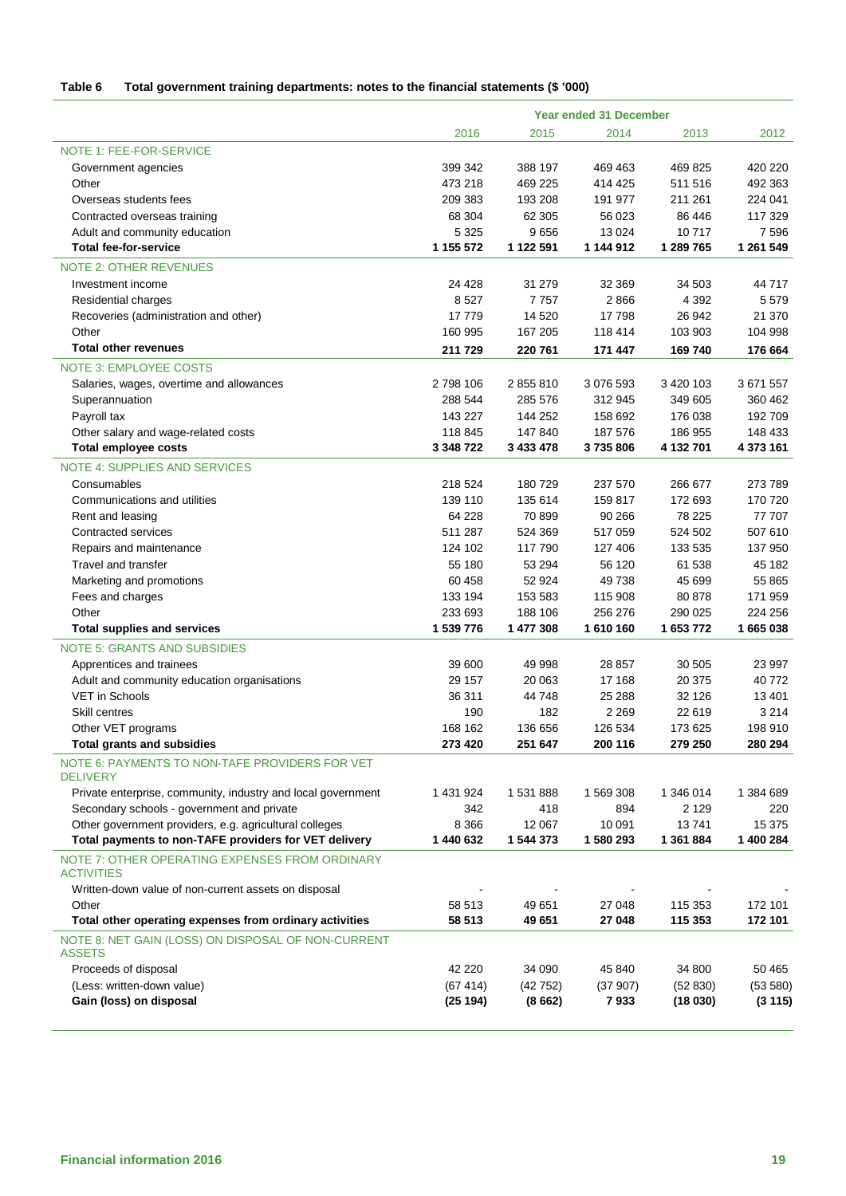**Table 6 Total government training departments: notes to the financial statements ($ '000)**

| | Year ended 31 December | | | | |
|---|---|---|---|---|---|
| | 2016 | 2015 | 2014 | 2013 | 2012 |
| NOTE 1: FEE-FOR-SERVICE | | | | | |
| Government agencies | 399 342 | 388 197 | 469 463 | 469 825 | 420 220 |
| Other | 473 218 | 469 225 | 414 425 | 511 516 | 492 363 |
| Overseas students fees | 209 383 | 193 208 | 191 977 | 211 261 | 224 041 |
| Contracted overseas training | 68 304 | 62 305 | 56 023 | 86 446 | 117 329 |
| Adult and community education | 5 325 | 9 656 | 13 024 | 10 717 | 7 596 |
| **Total fee-for-service** | **1 155 572** | **1 122 591** | **1 144 912** | **1 289 765** | **1 261 549** |
| NOTE 2: OTHER REVENUES | | | | | |
| Investment income | 24 428 | 31 279 | 32 369 | 34 503 | 44 717 |
| Residential charges | 8 527 | 7 757 | 2 866 | 4 392 | 5 579 |
| Recoveries (administration and other) | 17 779 | 14 520 | 17 798 | 26 942 | 21 370 |
| Other | 160 995 | 167 205 | 118 414 | 103 903 | 104 998 |
| **Total other revenues** | **211 729** | **220 761** | **171 447** | **169 740** | **176 664** |
| NOTE 3: EMPLOYEE COSTS | | | | | |
| Salaries, wages, overtime and allowances | 2 798 106 | 2 855 810 | 3 076 593 | 3 420 103 | 3 671 557 |
| Superannuation | 288 544 | 285 576 | 312 945 | 349 605 | 360 462 |
| Payroll tax | 143 227 | 144 252 | 158 692 | 176 038 | 192 709 |
| Other salary and wage-related costs | 118 845 | 147 840 | 187 576 | 186 955 | 148 433 |
| **Total employee costs** | **3 348 722** | **3 433 478** | **3 735 806** | **4 132 701** | **4 373 161** |
| NOTE 4: SUPPLIES AND SERVICES | | | | | |
| Consumables | 218 524 | 180 729 | 237 570 | 266 677 | 273 789 |
| Communications and utilities | 139 110 | 135 614 | 159 817 | 172 693 | 170 720 |
| Rent and leasing | 64 228 | 70 899 | 90 266 | 78 225 | 77 707 |
| Contracted services | 511 287 | 524 369 | 517 059 | 524 502 | 507 610 |
| Repairs and maintenance | 124 102 | 117 790 | 127 406 | 133 535 | 137 950 |
| Travel and transfer | 55 180 | 53 294 | 56 120 | 61 538 | 45 182 |
| Marketing and promotions | 60 458 | 52 924 | 49 738 | 45 699 | 55 865 |
| Fees and charges | 133 194 | 153 583 | 115 908 | 80 878 | 171 959 |
| Other | 233 693 | 188 106 | 256 276 | 290 025 | 224 256 |
| **Total supplies and services** | **1 539 776** | **1 477 308** | **1 610 160** | **1 653 772** | **1 665 038** |
| NOTE 5: GRANTS AND SUBSIDIES | | | | | |
| Apprentices and trainees | 39 600 | 49 998 | 28 857 | 30 505 | 23 997 |
| Adult and community education organisations | 29 157 | 20 063 | 17 168 | 20 375 | 40 772 |
| VET in Schools | 36 311 | 44 748 | 25 288 | 32 126 | 13 401 |
| Skill centres | 190 | 182 | 2 269 | 22 619 | 3 214 |
| Other VET programs | 168 162 | 136 656 | 126 534 | 173 625 | 198 910 |
| **Total grants and subsidies** | **273 420** | **251 647** | **200 116** | **279 250** | **280 294** |
| NOTE 6: PAYMENTS TO NON-TAFE PROVIDERS FOR VET DELIVERY | | | | | |
| Private enterprise, community, industry and local government | 1 431 924 | 1 531 888 | 1 569 308 | 1 346 014 | 1 384 689 |
| Secondary schools - government and private | 342 | 418 | 894 | 2 129 | 220 |
| Other government providers, e.g. agricultural colleges | 8 366 | 12 067 | 10 091 | 13 741 | 15 375 |
| **Total payments to non-TAFE providers for VET delivery** | **1 440 632** | **1 544 373** | **1 580 293** | **1 361 884** | **1 400 284** |
| NOTE 7: OTHER OPERATING EXPENSES FROM ORDINARY ACTIVITIES | | | | | |
| Written-down value of non-current assets on disposal | - | - | - | - | - |
| Other | 58 513 | 49 651 | 27 048 | 115 353 | 172 101 |
| **Total other operating expenses from ordinary activities** | **58 513** | **49 651** | **27 048** | **115 353** | **172 101** |
| NOTE 8: NET GAIN (LOSS) ON DISPOSAL OF NON-CURRENT ASSETS | | | | | |
| Proceeds of disposal | 42 220 | 34 090 | 45 840 | 34 800 | 50 465 |
| (Less: written-down value) | (67 414) | (42 752) | (37 907) | (52 830) | (53 580) |
| **Gain (loss) on disposal** | **(25 194)** | **(8 662)** | **7 933** | **(18 030)** | **(3 115)** |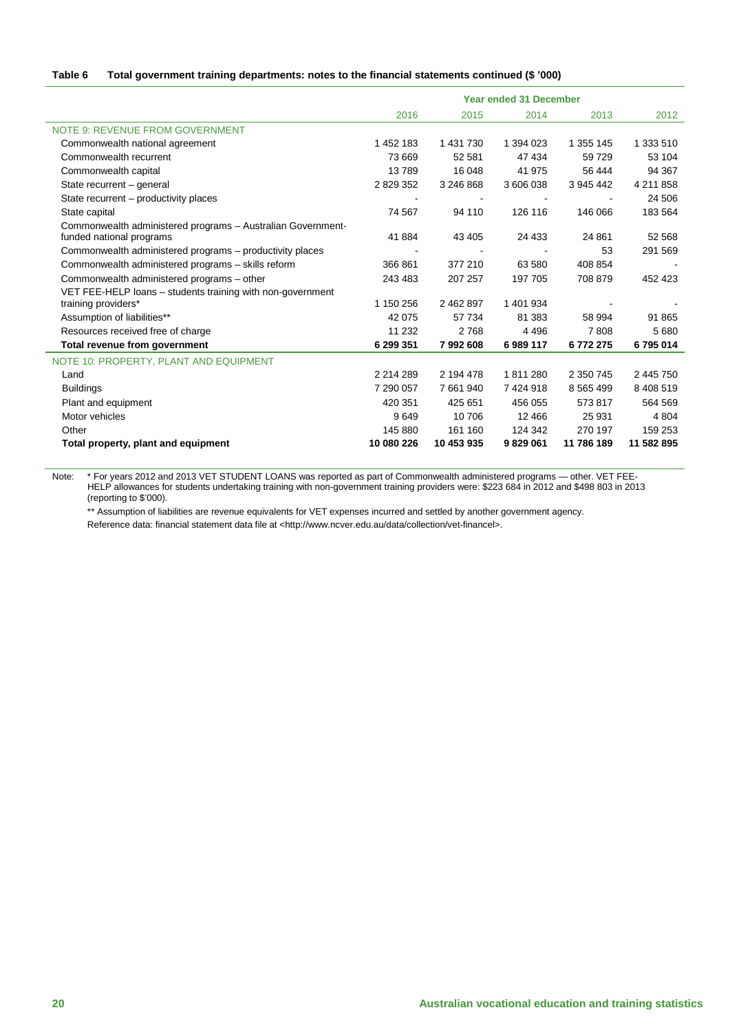**Table 6 Total government training departments: notes to the financial statements continued ($ '000)**

| | Year ended 31 December | | | | |
|---|---|---|---|---|---|
| | 2016 | 2015 | 2014 | 2013 | 2012 |
| NOTE 9: REVENUE FROM GOVERNMENT | | | | | |
| Commonwealth national agreement | 1 452 183 | 1 431 730 | 1 394 023 | 1 355 145 | 1 333 510 |
| Commonwealth recurrent | 73 669 | 52 581 | 47 434 | 59 729 | 53 104 |
| Commonwealth capital | 13 789 | 16 048 | 41 975 | 56 444 | 94 367 |
| State recurrent – general | 2 829 352 | 3 246 868 | 3 606 038 | 3 945 442 | 4 211 858 |
| State recurrent – productivity places | - | - | - | - | 24 506 |
| State capital | 74 567 | 94 110 | 126 116 | 146 066 | 183 564 |
| Commonwealth administered programs – Australian Government-funded national programs | 41 884 | 43 405 | 24 433 | 24 861 | 52 568 |
| Commonwealth administered programs – productivity places | - | - | - | 53 | 291 569 |
| Commonwealth administered programs – skills reform | 366 861 | 377 210 | 63 580 | 408 854 | - |
| Commonwealth administered programs – other | 243 483 | 207 257 | 197 705 | 708 879 | 452 423 |
| VET FEE-HELP loans – students training with non-government training providers* | 1 150 256 | 2 462 897 | 1 401 934 | - | - |
| Assumption of liabilities** | 42 075 | 57 734 | 81 383 | 58 994 | 91 865 |
| Resources received free of charge | 11 232 | 2 768 | 4 496 | 7 808 | 5 680 |
| **Total revenue from government** | **6 299 351** | **7 992 608** | **6 989 117** | **6 772 275** | **6 795 014** |
| NOTE 10: PROPERTY, PLANT AND EQUIPMENT | | | | | |
| Land | 2 214 289 | 2 194 478 | 1 811 280 | 2 350 745 | 2 445 750 |
| Buildings | 7 290 057 | 7 661 940 | 7 424 918 | 8 565 499 | 8 408 519 |
| Plant and equipment | 420 351 | 425 651 | 456 055 | 573 817 | 564 569 |
| Motor vehicles | 9 649 | 10 706 | 12 466 | 25 931 | 4 804 |
| Other | 145 880 | 161 160 | 124 342 | 270 197 | 159 253 |
| **Total property, plant and equipment** | **10 080 226** | **10 453 935** | **9 829 061** | **11 786 189** | **11 582 895** |

Note: * For years 2012 and 2013 VET STUDENT LOANS was reported as part of Commonwealth administered programs — other. VET FEE-HELP allowances for students undertaking training with non-government training providers were: $223 684 in 2012 and $498 803 in 2013 (reporting to $'000).

** Assumption of liabilities are revenue equivalents for VET expenses incurred and settled by another government agency.

Reference data: financial statement data file at <http://www.ncver.edu.au/data/collection/vet-financel>.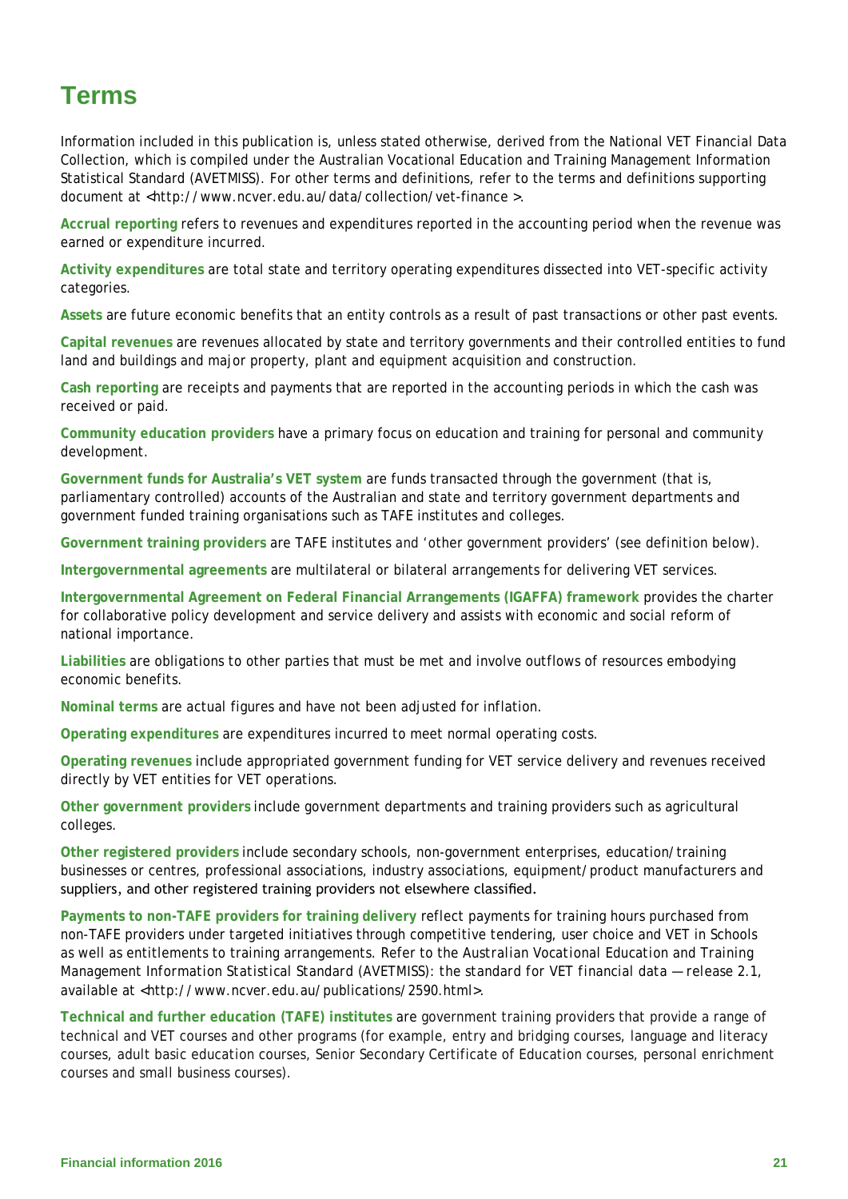# Terms

Information included in this publication is, unless stated otherwise, derived from the National VET Financial Data Collection, which is compiled under the Australian Vocational Education and Training Management Information Statistical Standard (AVETMISS). For other terms and definitions, refer to the terms and definitions supporting document at <http://www.ncver.edu.au/data/collection/vet-finance >.

**Accrual reporting** refers to revenues and expenditures reported in the accounting period when the revenue was earned or expenditure incurred.

**Activity expenditures** are total state and territory operating expenditures dissected into VET-specific activity categories.

**Assets** are future economic benefits that an entity controls as a result of past transactions or other past events.

**Capital revenues** are revenues allocated by state and territory governments and their controlled entities to fund land and buildings and major property, plant and equipment acquisition and construction.

**Cash reporting** are receipts and payments that are reported in the accounting periods in which the cash was received or paid.

**Community education providers** have a primary focus on education and training for personal and community development.

**Government funds for Australia's VET system** are funds transacted through the government (that is, parliamentary controlled) accounts of the Australian and state and territory government departments and government funded training organisations such as TAFE institutes and colleges.

**Government training providers** are TAFE institutes and 'other government providers' (see definition below).

**Intergovernmental agreements** are multilateral or bilateral arrangements for delivering VET services.

**Intergovernmental Agreement on Federal Financial Arrangements (IGAFFA) framework** provides the charter for collaborative policy development and service delivery and assists with economic and social reform of national importance.

**Liabilities** are obligations to other parties that must be met and involve outflows of resources embodying economic benefits.

**Nominal terms** are actual figures and have not been adjusted for inflation.

**Operating expenditures** are expenditures incurred to meet normal operating costs.

**Operating revenues** include appropriated government funding for VET service delivery and revenues received directly by VET entities for VET operations.

**Other government providers** include government departments and training providers such as agricultural colleges.

**Other registered providers** include secondary schools, non-government enterprises, education/training businesses or centres, professional associations, industry associations, equipment/product manufacturers and suppliers, and other registered training providers not elsewhere classified.

**Payments to non-TAFE providers for training delivery** reflect payments for training hours purchased from non-TAFE providers under targeted initiatives through competitive tendering, user choice and VET in Schools as well as entitlements to training arrangements. Refer to the *Australian Vocational Education and Training Management Information Statistical Standard (AVETMISS): the standard for VET financial data — release 2.1*, available at <http://www.ncver.edu.au/publications/2590.html>.

**Technical and further education (TAFE) institutes** are government training providers that provide a range of technical and VET courses and other programs (for example, entry and bridging courses, language and literacy courses, adult basic education courses, Senior Secondary Certificate of Education courses, personal enrichment courses and small business courses).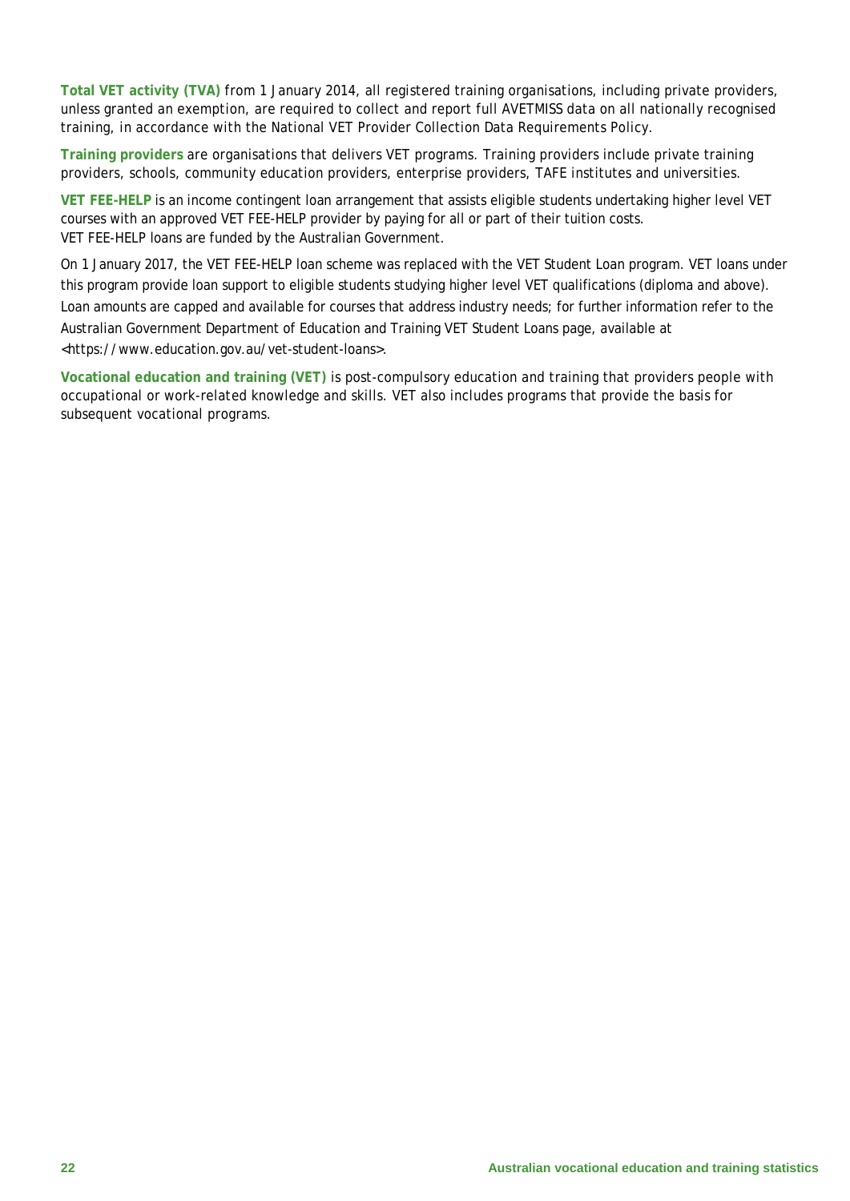**Total VET activity (TVA)** from 1 January 2014, all registered training organisations, including private providers, unless granted an exemption, are required to collect and report full AVETMISS data on all nationally recognised training, in accordance with the National VET Provider Collection Data Requirements Policy.

**Training providers** are organisations that delivers VET programs. Training providers include private training providers, schools, community education providers, enterprise providers, TAFE institutes and universities.

**VET FEE-HELP** is an income contingent loan arrangement that assists eligible students undertaking higher level VET courses with an approved VET FEE-HELP provider by paying for all or part of their tuition costs. VET FEE-HELP loans are funded by the Australian Government.

On 1 January 2017, the VET FEE-HELP loan scheme was replaced with the VET Student Loan program. VET loans under this program provide loan support to eligible students studying higher level VET qualifications (diploma and above). Loan amounts are capped and available for courses that address industry needs; for further information refer to the Australian Government Department of Education and Training VET Student Loans page, available at <https://www.education.gov.au/vet-student-loans>.

**Vocational education and training (VET)** is post-compulsory education and training that providers people with occupational or work-related knowledge and skills. VET also includes programs that provide the basis for subsequent vocational programs.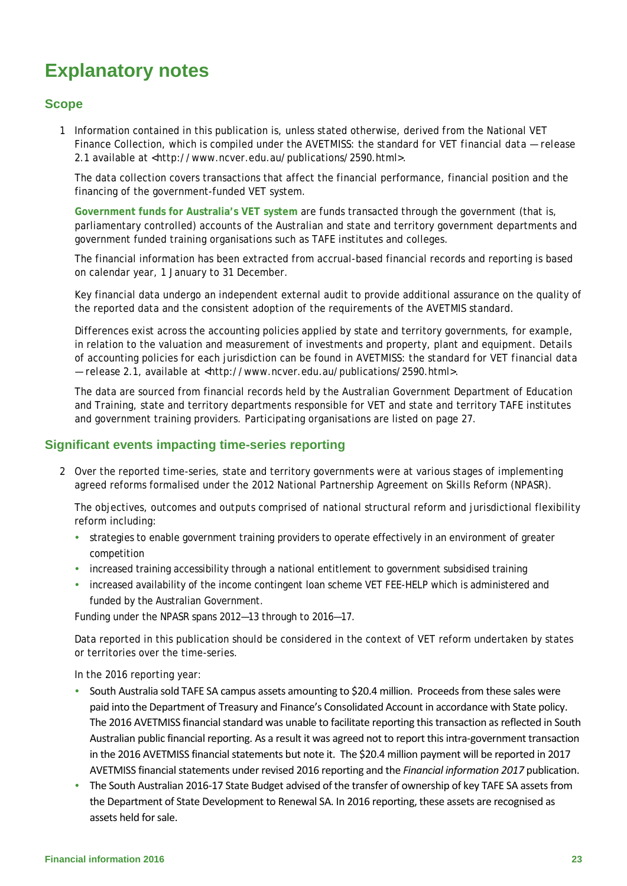# Explanatory notes

## Scope

1 Information contained in this publication is, unless stated otherwise, derived from the National VET Finance Collection, which is compiled under the *AVETMISS: the standard for VET financial data — release 2.1* available at <http://www.ncver.edu.au/publications/2590.html>.

The data collection covers transactions that affect the financial performance, financial position and the financing of the government-funded VET system.

**Government funds for Australia's VET system** are funds transacted through the government (that is, parliamentary controlled) accounts of the Australian and state and territory government departments and government funded training organisations such as TAFE institutes and colleges.

The financial information has been extracted from accrual-based financial records and reporting is based on calendar year, 1 January to 31 December.

Key financial data undergo an independent external audit to provide additional assurance on the quality of the reported data and the consistent adoption of the requirements of the AVETMIS standard.

Differences exist across the accounting policies applied by state and territory governments, for example, in relation to the valuation and measurement of investments and property, plant and equipment. Details of accounting policies for each jurisdiction can be found in *AVETMISS: the standard for VET financial data — release 2.1*, available at <http://www.ncver.edu.au/publications/2590.html>.

The data are sourced from financial records held by the Australian Government Department of Education and Training, state and territory departments responsible for VET and state and territory TAFE institutes and government training providers. Participating organisations are listed on page 27.

## Significant events impacting time-series reporting

2 Over the reported time-series, state and territory governments were at various stages of implementing agreed reforms formalised under the 2012 National Partnership Agreement on Skills Reform (NPASR).

The objectives, outcomes and outputs comprised of national structural reform and jurisdictional flexibility reform including:

- strategies to enable government training providers to operate effectively in an environment of greater competition
- increased training accessibility through a national entitlement to government subsidised training
- increased availability of the income contingent loan scheme VET FEE-HELP which is administered and funded by the Australian Government.

Funding under the NPASR spans 2012—13 through to 2016—17.

Data reported in this publication should be considered in the context of VET reform undertaken by states or territories over the time-series.

In the 2016 reporting year:

- South Australia sold TAFE SA campus assets amounting to $20.4 million. Proceeds from these sales were paid into the Department of Treasury and Finance's Consolidated Account in accordance with State policy. The 2016 AVETMISS financial standard was unable to facilitate reporting this transaction as reflected in South Australian public financial reporting. As a result it was agreed not to report this intra-government transaction in the 2016 AVETMISS financial statements but note it. The $20.4 million payment will be reported in 2017 AVETMISS financial statements under revised 2016 reporting and the *Financial information 2017* publication.
- The South Australian 2016-17 State Budget advised of the transfer of ownership of key TAFE SA assets from the Department of State Development to Renewal SA. In 2016 reporting, these assets are recognised as assets held for sale.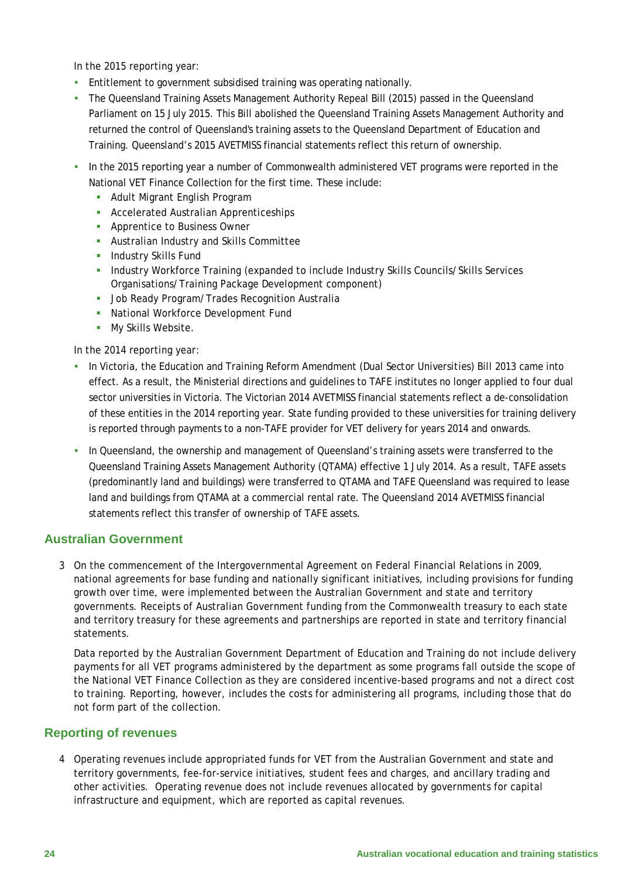In the 2015 reporting year:

- Entitlement to government subsidised training was operating nationally.
- The Queensland Training Assets Management Authority Repeal Bill (2015) passed in the Queensland Parliament on 15 July 2015. This Bill abolished the Queensland Training Assets Management Authority and returned the control of Queensland's training assets to the Queensland Department of Education and Training. Queensland's 2015 AVETMISS financial statements reflect this return of ownership.
- In the 2015 reporting year a number of Commonwealth administered VET programs were reported in the National VET Finance Collection for the first time. These include:
  - Adult Migrant English Program
  - Accelerated Australian Apprenticeships
  - Apprentice to Business Owner
  - Australian Industry and Skills Committee
  - Industry Skills Fund
  - Industry Workforce Training (expanded to include Industry Skills Councils/Skills Services Organisations/Training Package Development component)
  - Job Ready Program/Trades Recognition Australia
  - National Workforce Development Fund
  - My Skills Website.

In the 2014 reporting year:

- In Victoria, the Education and Training Reform Amendment (Dual Sector Universities) Bill 2013 came into effect. As a result, the Ministerial directions and guidelines to TAFE institutes no longer applied to four dual sector universities in Victoria. The Victorian 2014 AVETMISS financial statements reflect a de-consolidation of these entities in the 2014 reporting year. State funding provided to these universities for training delivery is reported through payments to a non-TAFE provider for VET delivery for years 2014 and onwards.
- In Queensland, the ownership and management of Queensland's training assets were transferred to the Queensland Training Assets Management Authority (QTAMA) effective 1 July 2014. As a result, TAFE assets (predominantly land and buildings) were transferred to QTAMA and TAFE Queensland was required to lease land and buildings from QTAMA at a commercial rental rate. The Queensland 2014 AVETMISS financial statements reflect this transfer of ownership of TAFE assets.

## Australian Government

3 On the commencement of the Intergovernmental Agreement on Federal Financial Relations in 2009, national agreements for base funding and nationally significant initiatives, including provisions for funding growth over time, were implemented between the Australian Government and state and territory governments. Receipts of Australian Government funding from the Commonwealth treasury to each state and territory treasury for these agreements and partnerships are reported in state and territory financial statements.

Data reported by the Australian Government Department of Education and Training do not include delivery payments for all VET programs administered by the department as some programs fall outside the scope of the National VET Finance Collection as they are considered incentive-based programs and not a direct cost to training. Reporting, however, includes the costs for administering all programs, including those that do not form part of the collection.

## Reporting of revenues

4 Operating revenues include appropriated funds for VET from the Australian Government and state and territory governments, fee-for-service initiatives, student fees and charges, and ancillary trading and other activities. Operating revenue does not include revenues allocated by governments for capital infrastructure and equipment, which are reported as capital revenues.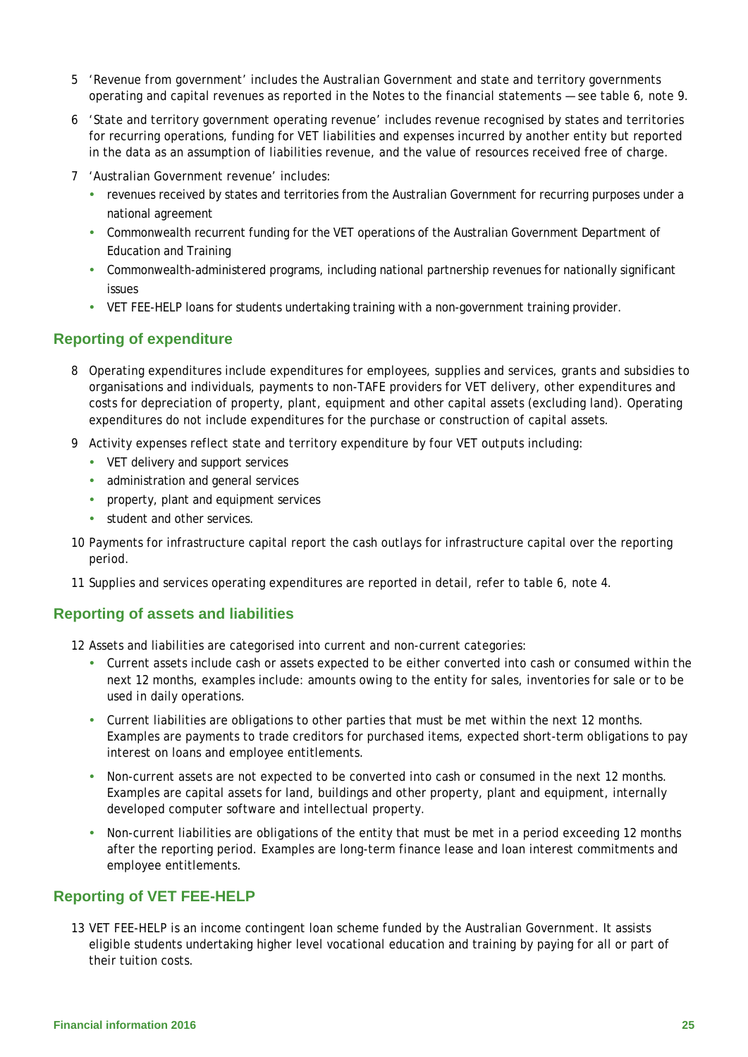5 'Revenue from government' includes the Australian Government and state and territory governments operating and capital revenues as reported in the Notes to the financial statements — see table 6, note 9.

6 'State and territory government operating revenue' includes revenue recognised by states and territories for recurring operations, funding for VET liabilities and expenses incurred by another entity but reported in the data as an assumption of liabilities revenue, and the value of resources received free of charge.

7 'Australian Government revenue' includes:

- revenues received by states and territories from the Australian Government for recurring purposes under a national agreement
- Commonwealth recurrent funding for the VET operations of the Australian Government Department of Education and Training
- Commonwealth-administered programs, including national partnership revenues for nationally significant issues
- VET FEE-HELP loans for students undertaking training with a non-government training provider.

## Reporting of expenditure

8 Operating expenditures include expenditures for employees, supplies and services, grants and subsidies to organisations and individuals, payments to non-TAFE providers for VET delivery, other expenditures and costs for depreciation of property, plant, equipment and other capital assets (excluding land). Operating expenditures do not include expenditures for the purchase or construction of capital assets.

9 Activity expenses reflect state and territory expenditure by four VET outputs including:

- VET delivery and support services
- administration and general services
- property, plant and equipment services
- student and other services.

10 Payments for infrastructure capital report the cash outlays for infrastructure capital over the reporting period.

11 Supplies and services operating expenditures are reported in detail, refer to table 6, note 4.

## Reporting of assets and liabilities

12 Assets and liabilities are categorised into current and non-current categories:

- Current assets include cash or assets expected to be either converted into cash or consumed within the next 12 months, examples include: amounts owing to the entity for sales, inventories for sale or to be used in daily operations.
- Current liabilities are obligations to other parties that must be met within the next 12 months. Examples are payments to trade creditors for purchased items, expected short-term obligations to pay interest on loans and employee entitlements.
- Non-current assets are not expected to be converted into cash or consumed in the next 12 months. Examples are capital assets for land, buildings and other property, plant and equipment, internally developed computer software and intellectual property.
- Non-current liabilities are obligations of the entity that must be met in a period exceeding 12 months after the reporting period. Examples are long-term finance lease and loan interest commitments and employee entitlements.

## Reporting of VET FEE-HELP

13 VET FEE-HELP is an income contingent loan scheme funded by the Australian Government. It assists eligible students undertaking higher level vocational education and training by paying for all or part of their tuition costs.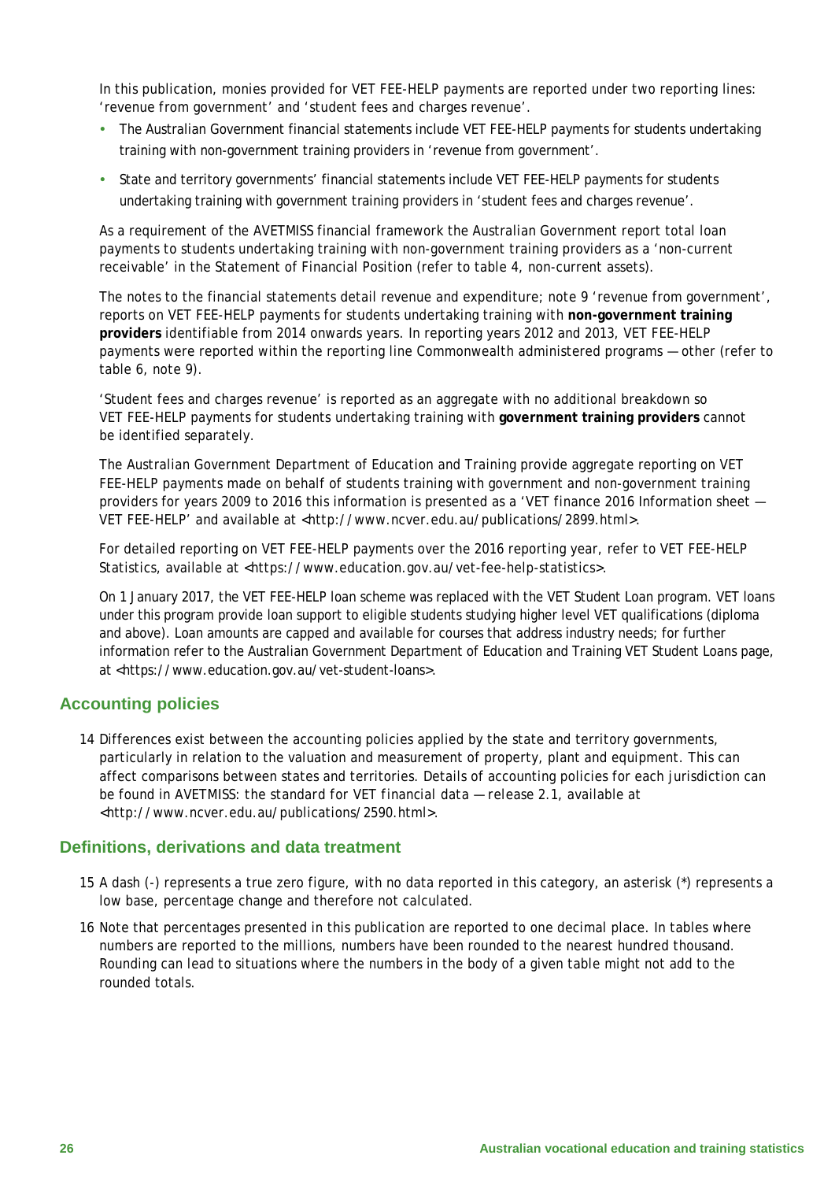In this publication, monies provided for VET FEE-HELP payments are reported under two reporting lines: 'revenue from government' and 'student fees and charges revenue'.

- The Australian Government financial statements include VET FEE-HELP payments for students undertaking training with non-government training providers in 'revenue from government'.
- State and territory governments' financial statements include VET FEE-HELP payments for students undertaking training with government training providers in 'student fees and charges revenue'.

As a requirement of the AVETMISS financial framework the Australian Government report total loan payments to students undertaking training with non-government training providers as a 'non-current receivable' in the Statement of Financial Position (refer to table 4, non-current assets).

The notes to the financial statements detail revenue and expenditure; note 9 'revenue from government', reports on VET FEE-HELP payments for students undertaking training with **non-government training providers** identifiable from 2014 onwards years. In reporting years 2012 and 2013, VET FEE-HELP payments were reported within the reporting line Commonwealth administered programs — other (refer to table 6, note 9).

'Student fees and charges revenue' is reported as an aggregate with no additional breakdown so VET FEE-HELP payments for students undertaking training with **government training providers** cannot be identified separately.

The Australian Government Department of Education and Training provide aggregate reporting on VET FEE-HELP payments made on behalf of students training with government and non-government training providers for years 2009 to 2016 this information is presented as a 'VET finance 2016 Information sheet — VET FEE-HELP' and available at <http://www.ncver.edu.au/publications/2899.html>.

For detailed reporting on VET FEE-HELP payments over the 2016 reporting year, refer to VET FEE-HELP Statistics, available at <https://www.education.gov.au/vet-fee-help-statistics>.

On 1 January 2017, the VET FEE-HELP loan scheme was replaced with the VET Student Loan program. VET loans under this program provide loan support to eligible students studying higher level VET qualifications (diploma and above). Loan amounts are capped and available for courses that address industry needs; for further information refer to the Australian Government Department of Education and Training VET Student Loans page, at <https://www.education.gov.au/vet-student-loans>.

## Accounting policies

14 Differences exist between the accounting policies applied by the state and territory governments, particularly in relation to the valuation and measurement of property, plant and equipment. This can affect comparisons between states and territories. Details of accounting policies for each jurisdiction can be found in *AVETMISS: the standard for VET financial data — release 2.1*, available at <http://www.ncver.edu.au/publications/2590.html>.

## Definitions, derivations and data treatment

15 A dash (-) represents a true zero figure, with no data reported in this category, an asterisk (*) represents a low base, percentage change and therefore not calculated.

16 Note that percentages presented in this publication are reported to one decimal place. In tables where numbers are reported to the millions, numbers have been rounded to the nearest hundred thousand. Rounding can lead to situations where the numbers in the body of a given table might not add to the rounded totals.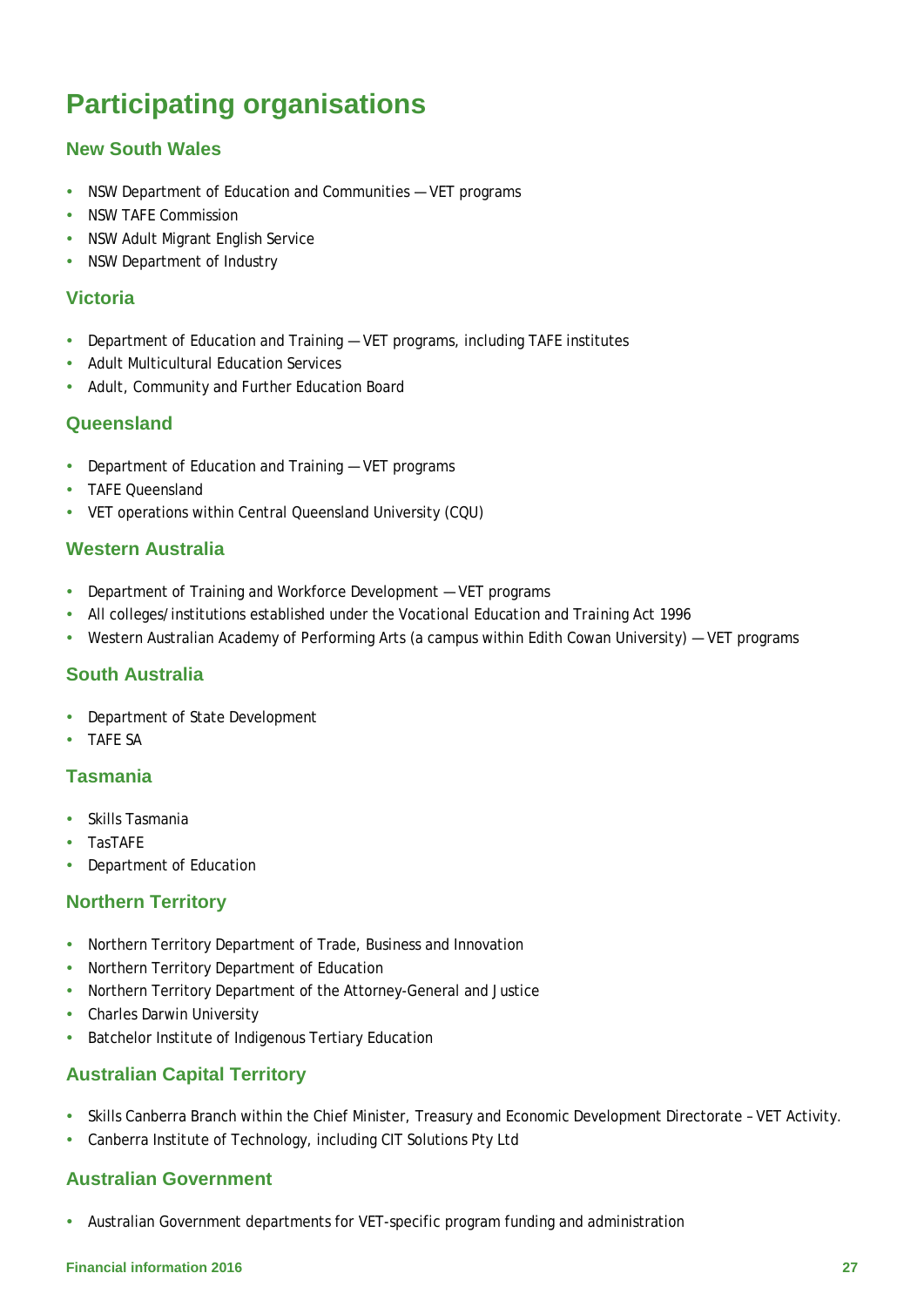# Participating organisations

## New South Wales

- NSW Department of Education and Communities — VET programs
- NSW TAFE Commission
- NSW Adult Migrant English Service
- NSW Department of Industry

## Victoria

- Department of Education and Training — VET programs, including TAFE institutes
- Adult Multicultural Education Services
- Adult, Community and Further Education Board

## Queensland

- Department of Education and Training — VET programs
- TAFE Queensland
- VET operations within Central Queensland University (CQU)

## Western Australia

- Department of Training and Workforce Development — VET programs
- All colleges/institutions established under the *Vocational Education and Training Act 1996*
- Western Australian Academy of Performing Arts (a campus within Edith Cowan University) — VET programs

## South Australia

- Department of State Development
- TAFE SA

## Tasmania

- Skills Tasmania
- TasTAFE
- Department of Education

## Northern Territory

- Northern Territory Department of Trade, Business and Innovation
- Northern Territory Department of Education
- Northern Territory Department of the Attorney-General and Justice
- Charles Darwin University
- Batchelor Institute of Indigenous Tertiary Education

## Australian Capital Territory

- Skills Canberra Branch within the Chief Minister, Treasury and Economic Development Directorate – VET Activity.
- Canberra Institute of Technology, including CIT Solutions Pty Ltd

## Australian Government

- Australian Government departments for VET-specific program funding and administration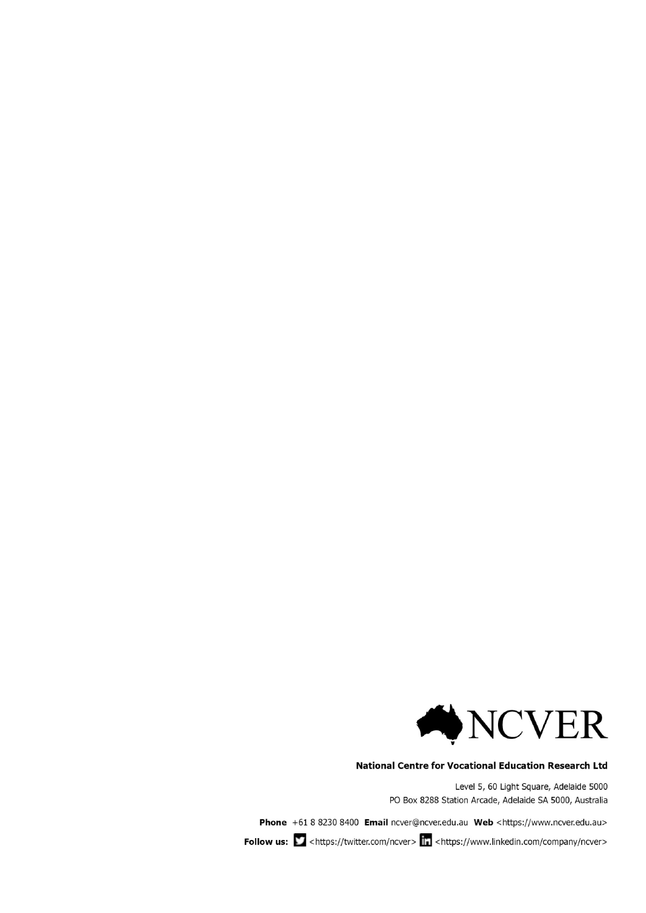NCVER

**National Centre for Vocational Education Research Ltd**

Level 5, 60 Light Square, Adelaide 5000
PO Box 8288 Station Arcade, Adelaide SA 5000, Australia

**Phone** +61 8 8230 8400 **Email** ncver@ncver.edu.au **Web** <https://www.ncver.edu.au>

**Follow us:** <https://twitter.com/ncver> <https://www.linkedin.com/company/ncver>